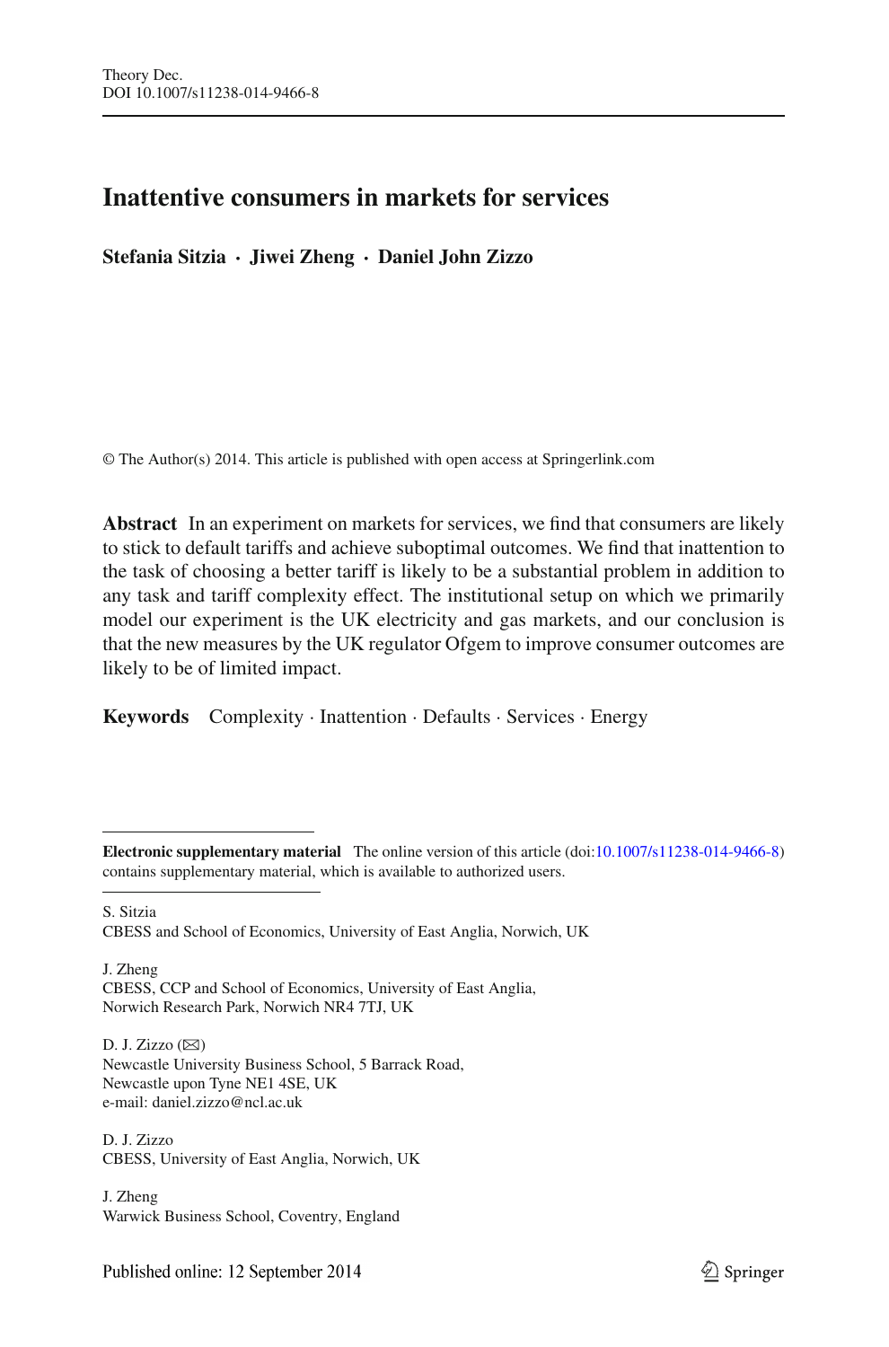# Inattentive consumers in markets for services

**Stefania Sitzia · Jiwei Zheng · Daniel John Zizzo**

© The Author(s) 2014. This article is published with open access at Springerlink.com

**Abstract** In an experiment on markets for services, we find that consumers are likely to stick to default tariffs and achieve suboptimal outcomes. We find that inattention to the task of choosing a better tariff is likely to be a substantial problem in addition to any task and tariff complexity effect. The institutional setup on which we primarily model our experiment is the UK electricity and gas markets, and our conclusion is that the new measures by the UK regulator Ofgem to improve consumer outcomes are likely to be of limited impact.

**Keywords** Complexity · Inattention · Defaults · Services · Energy

---

**Electronic supplementary material** The online version of this article (doi:10.1007/s11238-014-9466-8) contains supplementary material, which is available to authorized users.

---

S. Sitzia
CBESS and School of Economics, University of East Anglia, Norwich, UK

J. Zheng
CBESS, CCP and School of Economics, University of East Anglia,
Norwich Research Park, Norwich NR4 7TJ, UK

D. J. Zizzo (✉)
Newcastle University Business School, 5 Barrack Road,
Newcastle upon Tyne NE1 4SE, UK
e-mail: daniel.zizzo@ncl.ac.uk

D. J. Zizzo
CBESS, University of East Anglia, Norwich, UK

J. Zheng
Warwick Business School, Coventry, England

Published online: 12 September 2014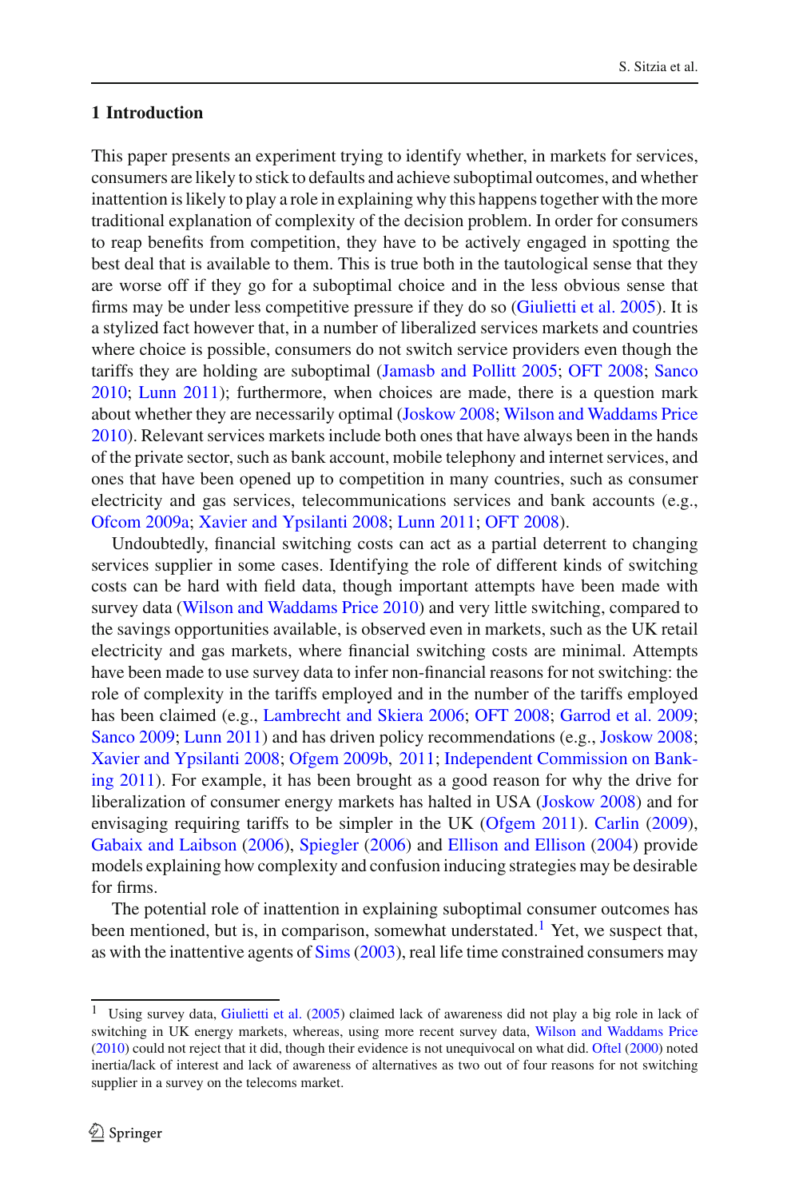## 1 Introduction

This paper presents an experiment trying to identify whether, in markets for services, consumers are likely to stick to defaults and achieve suboptimal outcomes, and whether inattention is likely to play a role in explaining why this happens together with the more traditional explanation of complexity of the decision problem. In order for consumers to reap benefits from competition, they have to be actively engaged in spotting the best deal that is available to them. This is true both in the tautological sense that they are worse off if they go for a suboptimal choice and in the less obvious sense that firms may be under less competitive pressure if they do so (Giulietti et al. 2005). It is a stylized fact however that, in a number of liberalized services markets and countries where choice is possible, consumers do not switch service providers even though the tariffs they are holding are suboptimal (Jamasb and Pollitt 2005; OFT 2008; Sanco 2010; Lunn 2011); furthermore, when choices are made, there is a question mark about whether they are necessarily optimal (Joskow 2008; Wilson and Waddams Price 2010). Relevant services markets include both ones that have always been in the hands of the private sector, such as bank account, mobile telephony and internet services, and ones that have been opened up to competition in many countries, such as consumer electricity and gas services, telecommunications services and bank accounts (e.g., Ofcom 2009a; Xavier and Ypsilanti 2008; Lunn 2011; OFT 2008).

Undoubtedly, financial switching costs can act as a partial deterrent to changing services supplier in some cases. Identifying the role of different kinds of switching costs can be hard with field data, though important attempts have been made with survey data (Wilson and Waddams Price 2010) and very little switching, compared to the savings opportunities available, is observed even in markets, such as the UK retail electricity and gas markets, where financial switching costs are minimal. Attempts have been made to use survey data to infer non-financial reasons for not switching: the role of complexity in the tariffs employed and in the number of the tariffs employed has been claimed (e.g., Lambrecht and Skiera 2006; OFT 2008; Garrod et al. 2009; Sanco 2009; Lunn 2011) and has driven policy recommendations (e.g., Joskow 2008; Xavier and Ypsilanti 2008; Ofgem 2009b, 2011; Independent Commission on Banking 2011). For example, it has been brought as a good reason for why the drive for liberalization of consumer energy markets has halted in USA (Joskow 2008) and for envisaging requiring tariffs to be simpler in the UK (Ofgem 2011). Carlin (2009), Gabaix and Laibson (2006), Spiegler (2006) and Ellison and Ellison (2004) provide models explaining how complexity and confusion inducing strategies may be desirable for firms.

The potential role of inattention in explaining suboptimal consumer outcomes has been mentioned, but is, in comparison, somewhat understated.[1] Yet, we suspect that, as with the inattentive agents of Sims (2003), real life time constrained consumers may

[1] Using survey data, Giulietti et al. (2005) claimed lack of awareness did not play a big role in lack of switching in UK energy markets, whereas, using more recent survey data, Wilson and Waddams Price (2010) could not reject that it did, though their evidence is not unequivocal on what did. Oftel (2000) noted inertia/lack of interest and lack of awareness of alternatives as two out of four reasons for not switching supplier in a survey on the telecoms market.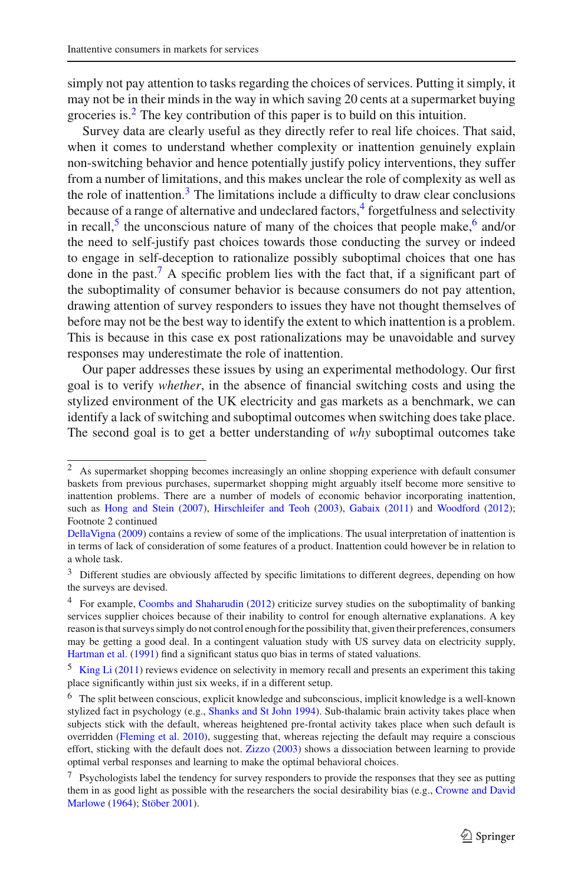simply not pay attention to tasks regarding the choices of services. Putting it simply, it may not be in their minds in the way in which saving 20 cents at a supermarket buying groceries is.[2] The key contribution of this paper is to build on this intuition.

Survey data are clearly useful as they directly refer to real life choices. That said, when it comes to understand whether complexity or inattention genuinely explain non-switching behavior and hence potentially justify policy interventions, they suffer from a number of limitations, and this makes unclear the role of complexity as well as the role of inattention.[3] The limitations include a difficulty to draw clear conclusions because of a range of alternative and undeclared factors,[4] forgetfulness and selectivity in recall,[5] the unconscious nature of many of the choices that people make,[6] and/or the need to self-justify past choices towards those conducting the survey or indeed to engage in self-deception to rationalize possibly suboptimal choices that one has done in the past.[7] A specific problem lies with the fact that, if a significant part of the suboptimality of consumer behavior is because consumers do not pay attention, drawing attention of survey responders to issues they have not thought themselves of before may not be the best way to identify the extent to which inattention is a problem. This is because in this case ex post rationalizations may be unavoidable and survey responses may underestimate the role of inattention.

Our paper addresses these issues by using an experimental methodology. Our first goal is to verify *whether*, in the absence of financial switching costs and using the stylized environment of the UK electricity and gas markets as a benchmark, we can identify a lack of switching and suboptimal outcomes when switching does take place. The second goal is to get a better understanding of *why* suboptimal outcomes take

---

[2] As supermarket shopping becomes increasingly an online shopping experience with default consumer baskets from previous purchases, supermarket shopping might arguably itself become more sensitive to inattention problems. There are a number of models of economic behavior incorporating inattention, such as Hong and Stein (2007), Hirschleifer and Teoh (2003), Gabaix (2011) and Woodford (2012); DellaVigna (2009) contains a review of some of the implications. The usual interpretation of inattention is in terms of lack of consideration of some features of a product. Inattention could however be in relation to a whole task.

[3] Different studies are obviously affected by specific limitations to different degrees, depending on how the surveys are devised.

[4] For example, Coombs and Shaharudin (2012) criticize survey studies on the suboptimality of banking services supplier choices because of their inability to control for enough alternative explanations. A key reason is that surveys simply do not control enough for the possibility that, given their preferences, consumers may be getting a good deal. In a contingent valuation study with US survey data on electricity supply, Hartman et al. (1991) find a significant status quo bias in terms of stated valuations.

[5] King Li (2011) reviews evidence on selectivity in memory recall and presents an experiment this taking place significantly within just six weeks, if in a different setup.

[6] The split between conscious, explicit knowledge and subconscious, implicit knowledge is a well-known stylized fact in psychology (e.g., Shanks and St John 1994). Sub-thalamic brain activity takes place when subjects stick with the default, whereas heightened pre-frontal activity takes place when such default is overridden (Fleming et al. 2010), suggesting that, whereas rejecting the default may require a conscious effort, sticking with the default does not. Zizzo (2003) shows a dissociation between learning to provide optimal verbal responses and learning to make the optimal behavioral choices.

[7] Psychologists label the tendency for survey responders to provide the responses that they see as putting them in as good light as possible with the researchers the social desirability bias (e.g., Crowne and David Marlowe (1964); Stöber 2001).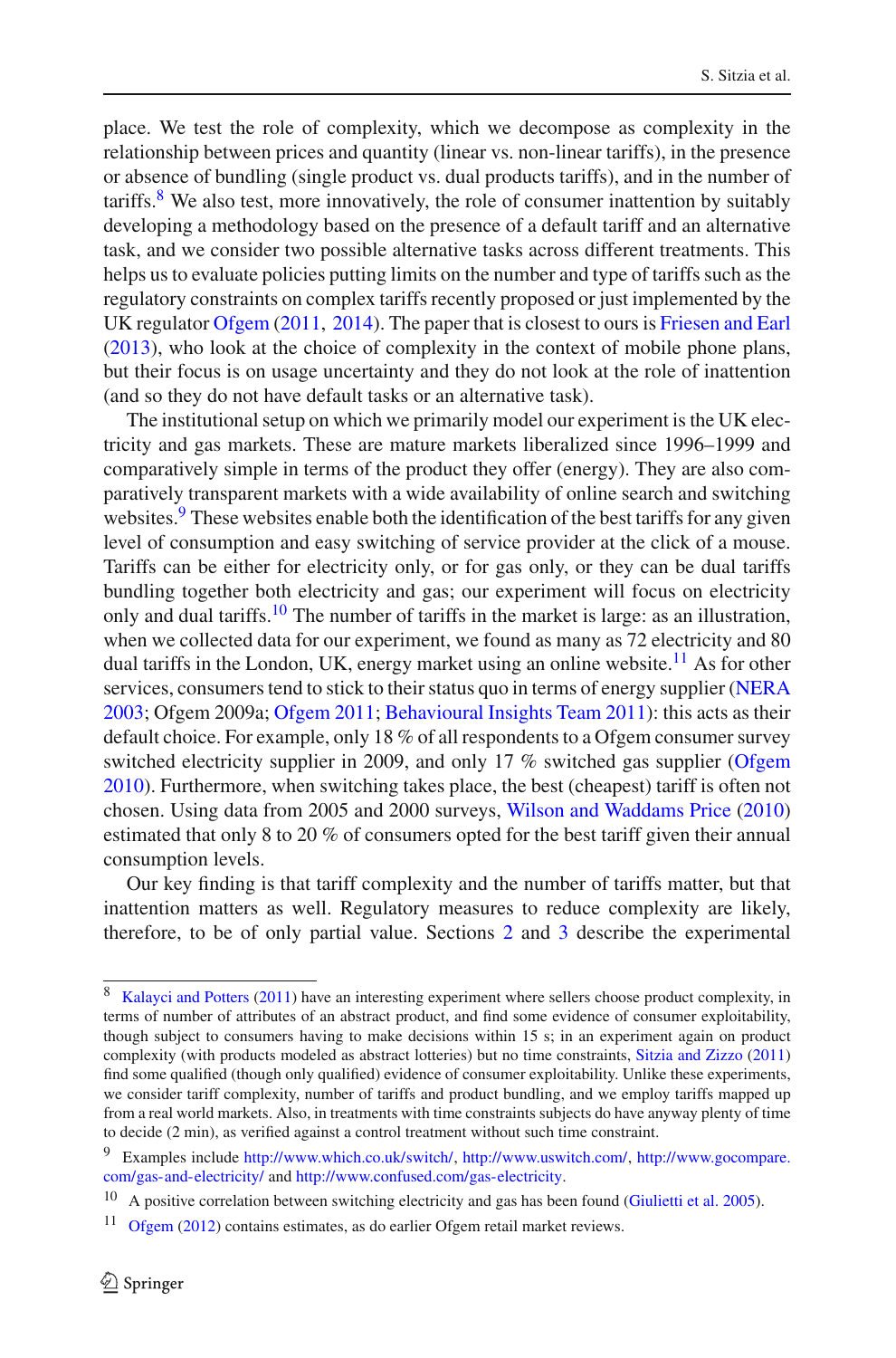place. We test the role of complexity, which we decompose as complexity in the relationship between prices and quantity (linear vs. non-linear tariffs), in the presence or absence of bundling (single product vs. dual products tariffs), and in the number of tariffs.[8] We also test, more innovatively, the role of consumer inattention by suitably developing a methodology based on the presence of a default tariff and an alternative task, and we consider two possible alternative tasks across different treatments. This helps us to evaluate policies putting limits on the number and type of tariffs such as the regulatory constraints on complex tariffs recently proposed or just implemented by the UK regulator Ofgem (2011, 2014). The paper that is closest to ours is Friesen and Earl (2013), who look at the choice of complexity in the context of mobile phone plans, but their focus is on usage uncertainty and they do not look at the role of inattention (and so they do not have default tasks or an alternative task).

The institutional setup on which we primarily model our experiment is the UK electricity and gas markets. These are mature markets liberalized since 1996–1999 and comparatively simple in terms of the product they offer (energy). They are also comparatively transparent markets with a wide availability of online search and switching websites.[9] These websites enable both the identification of the best tariffs for any given level of consumption and easy switching of service provider at the click of a mouse. Tariffs can be either for electricity only, or for gas only, or they can be dual tariffs bundling together both electricity and gas; our experiment will focus on electricity only and dual tariffs.[10] The number of tariffs in the market is large: as an illustration, when we collected data for our experiment, we found as many as 72 electricity and 80 dual tariffs in the London, UK, energy market using an online website.[11] As for other services, consumers tend to stick to their status quo in terms of energy supplier (NERA 2003; Ofgem 2009a; Ofgem 2011; Behavioural Insights Team 2011): this acts as their default choice. For example, only 18 % of all respondents to a Ofgem consumer survey switched electricity supplier in 2009, and only 17 % switched gas supplier (Ofgem 2010). Furthermore, when switching takes place, the best (cheapest) tariff is often not chosen. Using data from 2005 and 2000 surveys, Wilson and Waddams Price (2010) estimated that only 8 to 20 % of consumers opted for the best tariff given their annual consumption levels.

Our key finding is that tariff complexity and the number of tariffs matter, but that inattention matters as well. Regulatory measures to reduce complexity are likely, therefore, to be of only partial value. Sections 2 and 3 describe the experimental

---

[8] Kalayci and Potters (2011) have an interesting experiment where sellers choose product complexity, in terms of number of attributes of an abstract product, and find some evidence of consumer exploitability, though subject to consumers having to make decisions within 15 s; in an experiment again on product complexity (with products modeled as abstract lotteries) but no time constraints, Sitzia and Zizzo (2011) find some qualified (though only qualified) evidence of consumer exploitability. Unlike these experiments, we consider tariff complexity, number of tariffs and product bundling, and we employ tariffs mapped up from a real world markets. Also, in treatments with time constraints subjects do have anyway plenty of time to decide (2 min), as verified against a control treatment without such time constraint.

[9] Examples include http://www.which.co.uk/switch/, http://www.uswitch.com/, http://www.gocompare.com/gas-and-electricity/ and http://www.confused.com/gas-electricity.

[10] A positive correlation between switching electricity and gas has been found (Giulietti et al. 2005).

[11] Ofgem (2012) contains estimates, as do earlier Ofgem retail market reviews.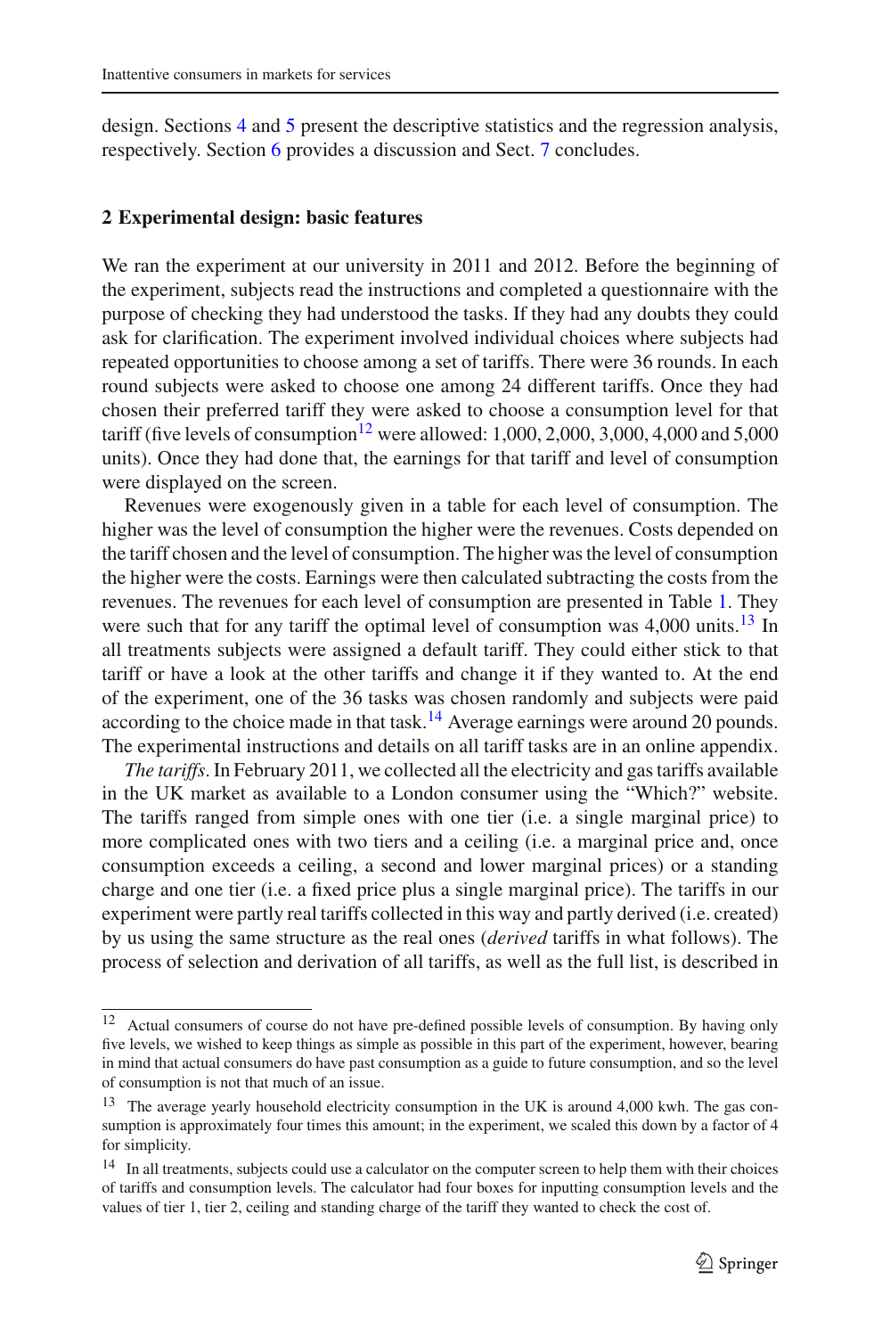design. Sections 4 and 5 present the descriptive statistics and the regression analysis, respectively. Section 6 provides a discussion and Sect. 7 concludes.

## 2 Experimental design: basic features

We ran the experiment at our university in 2011 and 2012. Before the beginning of the experiment, subjects read the instructions and completed a questionnaire with the purpose of checking they had understood the tasks. If they had any doubts they could ask for clarification. The experiment involved individual choices where subjects had repeated opportunities to choose among a set of tariffs. There were 36 rounds. In each round subjects were asked to choose one among 24 different tariffs. Once they had chosen their preferred tariff they were asked to choose a consumption level for that tariff (five levels of consumption[12] were allowed: 1,000, 2,000, 3,000, 4,000 and 5,000 units). Once they had done that, the earnings for that tariff and level of consumption were displayed on the screen.

Revenues were exogenously given in a table for each level of consumption. The higher was the level of consumption the higher were the revenues. Costs depended on the tariff chosen and the level of consumption. The higher was the level of consumption the higher were the costs. Earnings were then calculated subtracting the costs from the revenues. The revenues for each level of consumption are presented in Table 1. They were such that for any tariff the optimal level of consumption was 4,000 units.[13] In all treatments subjects were assigned a default tariff. They could either stick to that tariff or have a look at the other tariffs and change it if they wanted to. At the end of the experiment, one of the 36 tasks was chosen randomly and subjects were paid according to the choice made in that task.[14] Average earnings were around 20 pounds. The experimental instructions and details on all tariff tasks are in an online appendix.

*The tariffs*. In February 2011, we collected all the electricity and gas tariffs available in the UK market as available to a London consumer using the "Which?" website. The tariffs ranged from simple ones with one tier (i.e. a single marginal price) to more complicated ones with two tiers and a ceiling (i.e. a marginal price and, once consumption exceeds a ceiling, a second and lower marginal prices) or a standing charge and one tier (i.e. a fixed price plus a single marginal price). The tariffs in our experiment were partly real tariffs collected in this way and partly derived (i.e. created) by us using the same structure as the real ones (*derived* tariffs in what follows). The process of selection and derivation of all tariffs, as well as the full list, is described in

---

[12] Actual consumers of course do not have pre-defined possible levels of consumption. By having only five levels, we wished to keep things as simple as possible in this part of the experiment, however, bearing in mind that actual consumers do have past consumption as a guide to future consumption, and so the level of consumption is not that much of an issue.

[13] The average yearly household electricity consumption in the UK is around 4,000 kwh. The gas consumption is approximately four times this amount; in the experiment, we scaled this down by a factor of 4 for simplicity.

[14] In all treatments, subjects could use a calculator on the computer screen to help them with their choices of tariffs and consumption levels. The calculator had four boxes for inputting consumption levels and the values of tier 1, tier 2, ceiling and standing charge of the tariff they wanted to check the cost of.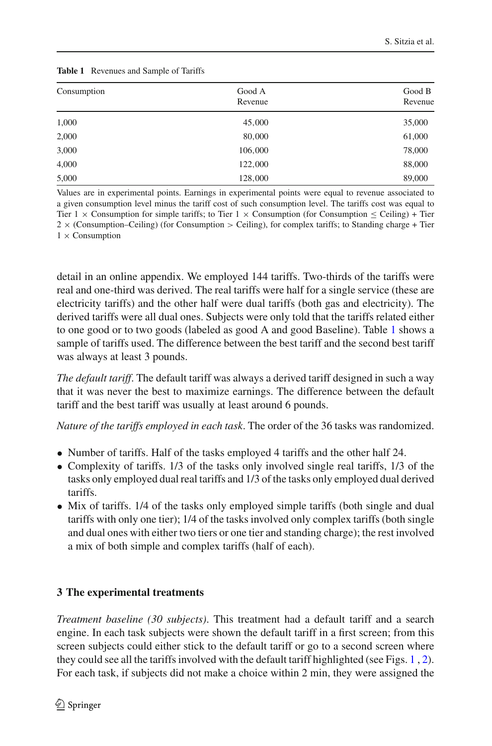**Table 1** Revenues and Sample of Tariffs

| Consumption | Good A Revenue | Good B Revenue |
|---|---|---|
| 1,000 | 45,000 | 35,000 |
| 2,000 | 80,000 | 61,000 |
| 3,000 | 106,000 | 78,000 |
| 4,000 | 122,000 | 88,000 |
| 5,000 | 128,000 | 89,000 |

Values are in experimental points. Earnings in experimental points were equal to revenue associated to a given consumption level minus the tariff cost of such consumption level. The tariffs cost was equal to Tier 1 × Consumption for simple tariffs; to Tier 1 × Consumption (for Consumption ≤ Ceiling) + Tier 2 × (Consumption–Ceiling) (for Consumption > Ceiling), for complex tariffs; to Standing charge + Tier 1 × Consumption

detail in an online appendix. We employed 144 tariffs. Two-thirds of the tariffs were real and one-third was derived. The real tariffs were half for a single service (these are electricity tariffs) and the other half were dual tariffs (both gas and electricity). The derived tariffs were all dual ones. Subjects were only told that the tariffs related either to one good or to two goods (labeled as good A and good Baseline). Table 1 shows a sample of tariffs used. The difference between the best tariff and the second best tariff was always at least 3 pounds.

*The default tariff*. The default tariff was always a derived tariff designed in such a way that it was never the best to maximize earnings. The difference between the default tariff and the best tariff was usually at least around 6 pounds.

*Nature of the tariffs employed in each task*. The order of the 36 tasks was randomized.

- Number of tariffs. Half of the tasks employed 4 tariffs and the other half 24.
- Complexity of tariffs. 1/3 of the tasks only involved single real tariffs, 1/3 of the tasks only employed dual real tariffs and 1/3 of the tasks only employed dual derived tariffs.
- Mix of tariffs. 1/4 of the tasks only employed simple tariffs (both single and dual tariffs with only one tier); 1/4 of the tasks involved only complex tariffs (both single and dual ones with either two tiers or one tier and standing charge); the rest involved a mix of both simple and complex tariffs (half of each).

## 3 The experimental treatments

*Treatment baseline (30 subjects)*. This treatment had a default tariff and a search engine. In each task subjects were shown the default tariff in a first screen; from this screen subjects could either stick to the default tariff or go to a second screen where they could see all the tariffs involved with the default tariff highlighted (see Figs. 1, 2). For each task, if subjects did not make a choice within 2 min, they were assigned the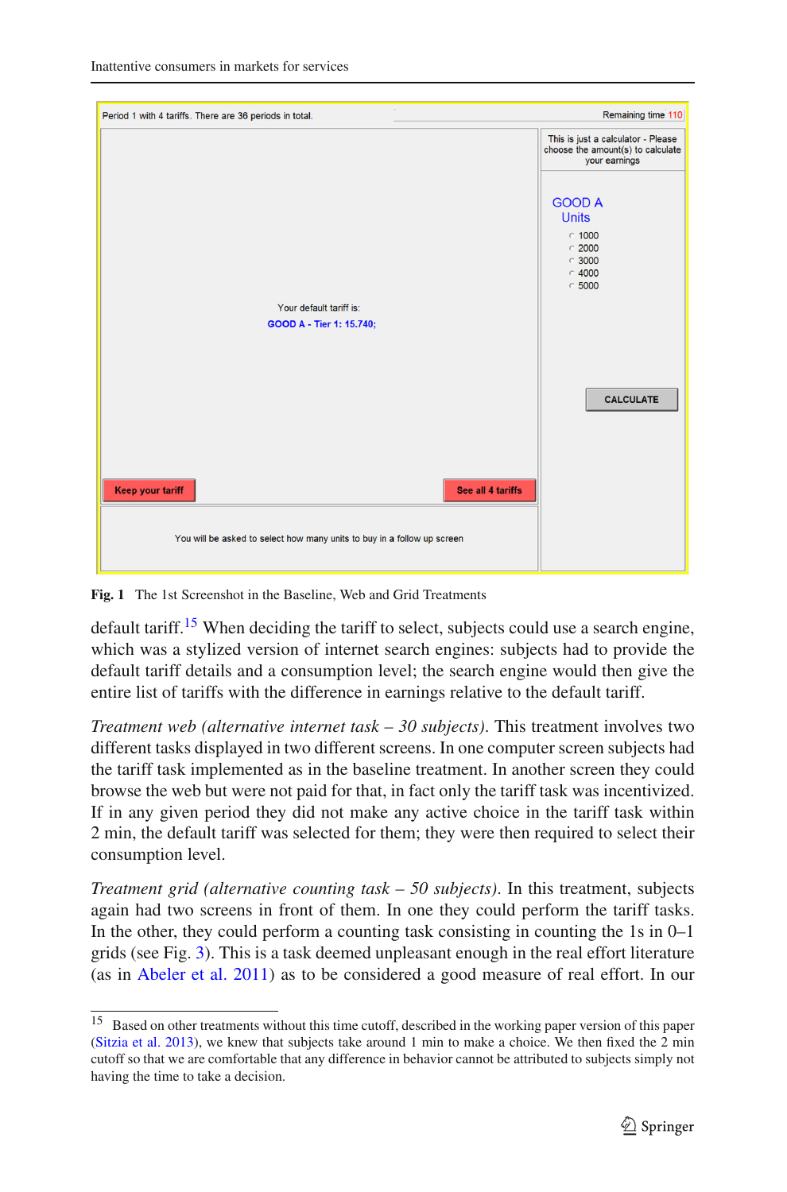**Fig. 1** The 1st Screenshot in the Baseline, Web and Grid Treatments

default tariff.[15] When deciding the tariff to select, subjects could use a search engine, which was a stylized version of internet search engines: subjects had to provide the default tariff details and a consumption level; the search engine would then give the entire list of tariffs with the difference in earnings relative to the default tariff.

*Treatment web (alternative internet task – 30 subjects)*. This treatment involves two different tasks displayed in two different screens. In one computer screen subjects had the tariff task implemented as in the baseline treatment. In another screen they could browse the web but were not paid for that, in fact only the tariff task was incentivized. If in any given period they did not make any active choice in the tariff task within 2 min, the default tariff was selected for them; they were then required to select their consumption level.

*Treatment grid (alternative counting task – 50 subjects)*. In this treatment, subjects again had two screens in front of them. In one they could perform the tariff tasks. In the other, they could perform a counting task consisting in counting the 1s in 0–1 grids (see Fig. 3). This is a task deemed unpleasant enough in the real effort literature (as in Abeler et al. 2011) as to be considered a good measure of real effort. In our

---

[15] Based on other treatments without this time cutoff, described in the working paper version of this paper (Sitzia et al. 2013), we knew that subjects take around 1 min to make a choice. We then fixed the 2 min cutoff so that we are comfortable that any difference in behavior cannot be attributed to subjects simply not having the time to take a decision.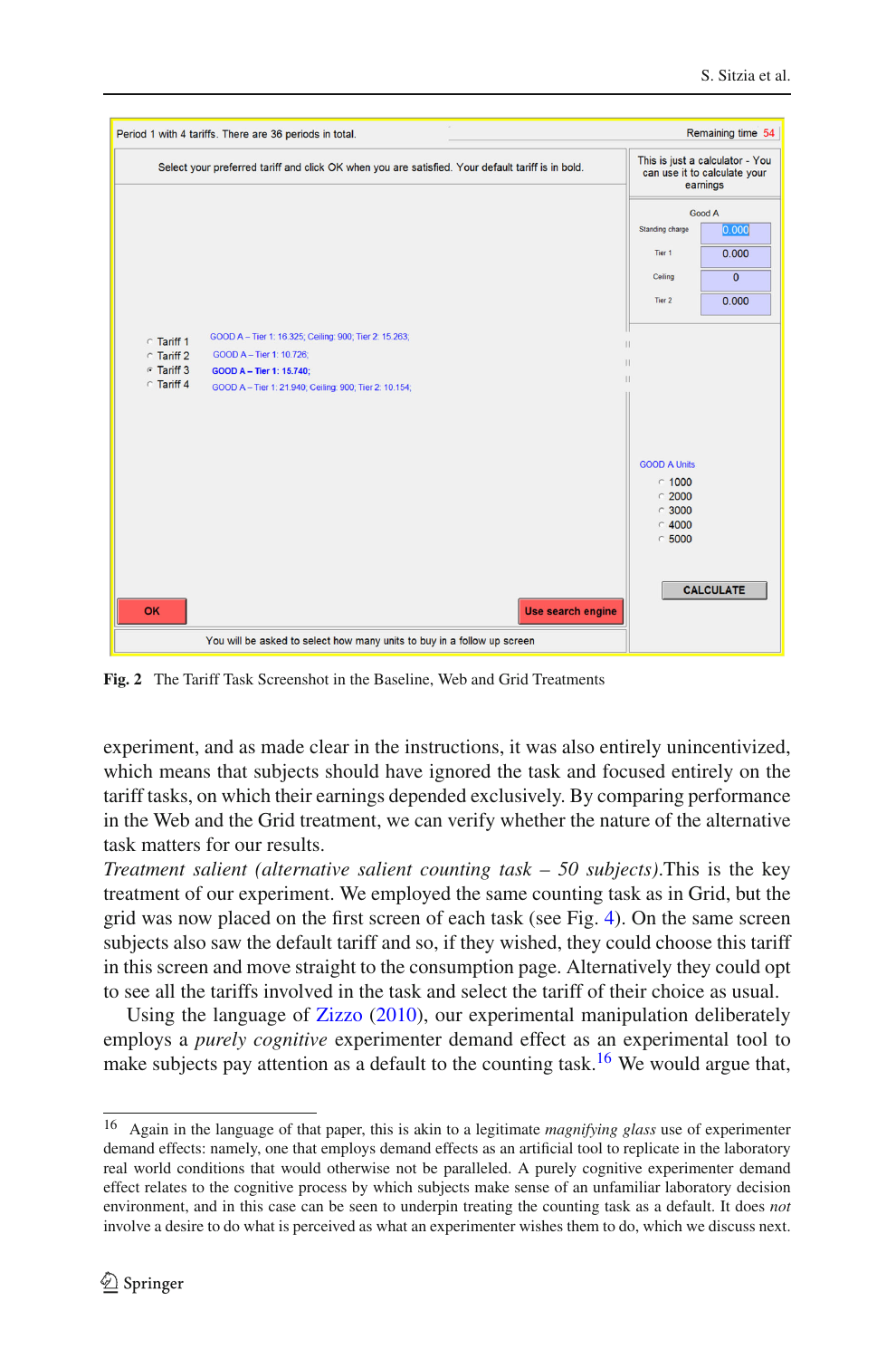Period 1 with 4 tariffs. There are 36 periods in total.

Remaining time 54

Select your preferred tariff and click OK when you are satisfied. Your default tariff is in bold.

This is just a calculator - You can use it to calculate your earnings

Good A

Standing charge 0.000

Tier 1 0.000

Ceiling 0

Tier 2 0.000

- Tariff 1 GOOD A – Tier 1: 16.325; Ceiling: 900; Tier 2: 15.263;
- Tariff 2 GOOD A – Tier 1: 10.726;
- Tariff 3 **GOOD A – Tier 1: 15.740;**
- Tariff 4 GOOD A – Tier 1: 21.940; Ceiling: 900; Tier 2: 10.154;

GOOD A Units

- 1000
- 2000
- 3000
- 4000
- 5000

CALCULATE

OK

Use search engine

You will be asked to select how many units to buy in a follow up screen

**Fig. 2** The Tariff Task Screenshot in the Baseline, Web and Grid Treatments

experiment, and as made clear in the instructions, it was also entirely unincentivized, which means that subjects should have ignored the task and focused entirely on the tariff tasks, on which their earnings depended exclusively. By comparing performance in the Web and the Grid treatment, we can verify whether the nature of the alternative task matters for our results.

*Treatment salient (alternative salient counting task – 50 subjects).*This is the key treatment of our experiment. We employed the same counting task as in Grid, but the grid was now placed on the first screen of each task (see Fig. 4). On the same screen subjects also saw the default tariff and so, if they wished, they could choose this tariff in this screen and move straight to the consumption page. Alternatively they could opt to see all the tariffs involved in the task and select the tariff of their choice as usual.

Using the language of Zizzo (2010), our experimental manipulation deliberately employs a *purely cognitive* experimenter demand effect as an experimental tool to make subjects pay attention as a default to the counting task.[16] We would argue that,

[16] Again in the language of that paper, this is akin to a legitimate *magnifying glass* use of experimenter demand effects: namely, one that employs demand effects as an artificial tool to replicate in the laboratory real world conditions that would otherwise not be paralleled. A purely cognitive experimenter demand effect relates to the cognitive process by which subjects make sense of an unfamiliar laboratory decision environment, and in this case can be seen to underpin treating the counting task as a default. It does *not* involve a desire to do what is perceived as what an experimenter wishes them to do, which we discuss next.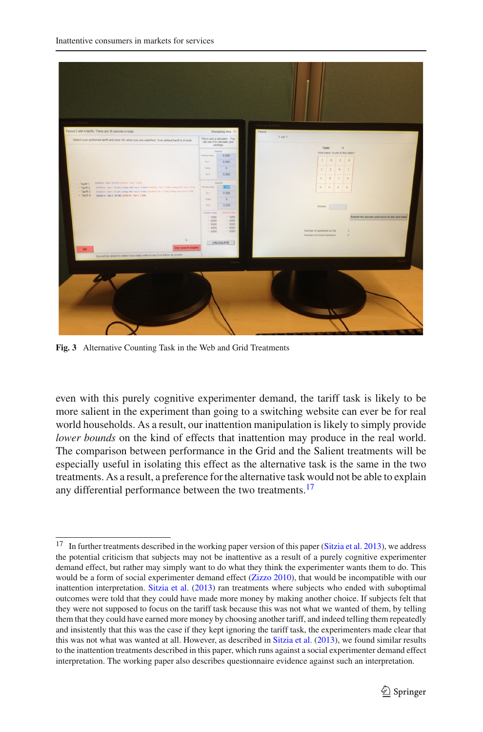Fig. 3 Alternative Counting Task in the Web and Grid Treatments

even with this purely cognitive experimenter demand, the tariff task is likely to be more salient in the experiment than going to a switching website can ever be for real world households. As a result, our inattention manipulation is likely to simply provide *lower bounds* on the kind of effects that inattention may produce in the real world. The comparison between performance in the Grid and the Salient treatments will be especially useful in isolating this effect as the alternative task is the same in the two treatments. As a result, a preference for the alternative task would not be able to explain any differential performance between the two treatments.[17]

[17] In further treatments described in the working paper version of this paper (Sitzia et al. 2013), we address the potential criticism that subjects may not be inattentive as a result of a purely cognitive experimenter demand effect, but rather may simply want to do what they think the experimenter wants them to do. This would be a form of social experimenter demand effect (Zizzo 2010), that would be incompatible with our inattention interpretation. Sitzia et al. (2013) ran treatments where subjects who ended with suboptimal outcomes were told that they could have made more money by making another choice. If subjects felt that they were not supposed to focus on the tariff task because this was not what we wanted of them, by telling them that they could have earned more money by choosing another tariff, and indeed telling them repeatedly and insistently that this was the case if they kept ignoring the tariff task, the experimenters made clear that this was not what was wanted at all. However, as described in Sitzia et al. (2013), we found similar results to the inattention treatments described in this paper, which runs against a social experimenter demand effect interpretation. The working paper also describes questionnaire evidence against such an interpretation.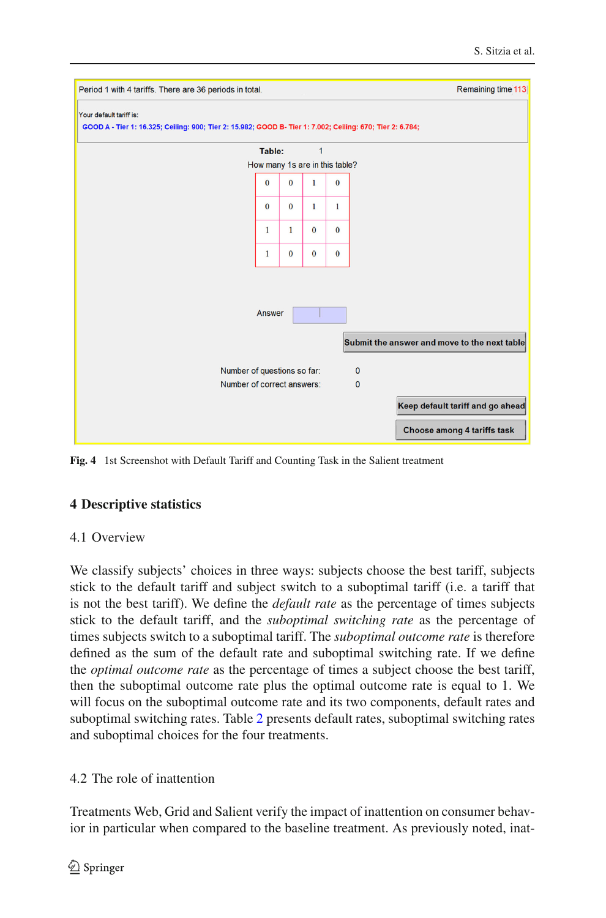**Fig. 4** 1st Screenshot with Default Tariff and Counting Task in the Salient treatment

## 4 Descriptive statistics

### 4.1 Overview

We classify subjects' choices in three ways: subjects choose the best tariff, subjects stick to the default tariff and subject switch to a suboptimal tariff (i.e. a tariff that is not the best tariff). We define the *default rate* as the percentage of times subjects stick to the default tariff, and the *suboptimal switching rate* as the percentage of times subjects switch to a suboptimal tariff. The *suboptimal outcome rate* is therefore defined as the sum of the default rate and suboptimal switching rate. If we define the *optimal outcome rate* as the percentage of times a subject choose the best tariff, then the suboptimal outcome rate plus the optimal outcome rate is equal to 1. We will focus on the suboptimal outcome rate and its two components, default rates and suboptimal switching rates. Table 2 presents default rates, suboptimal switching rates and suboptimal choices for the four treatments.

### 4.2 The role of inattention

Treatments Web, Grid and Salient verify the impact of inattention on consumer behavior in particular when compared to the baseline treatment. As previously noted, inat-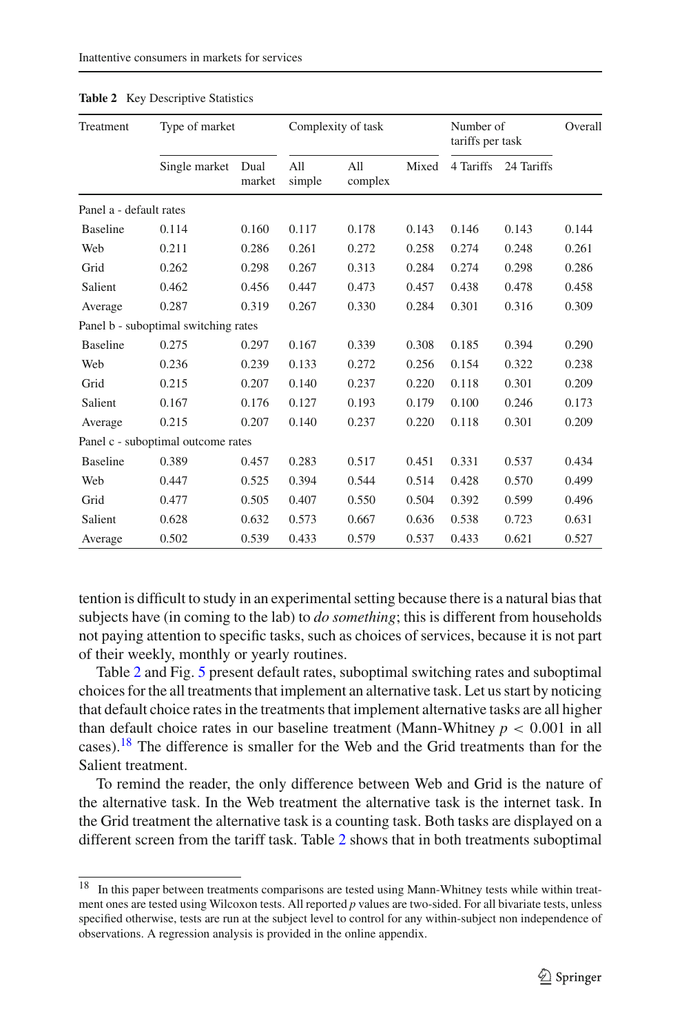**Table 2** Key Descriptive Statistics

| Treatment | Type of market | | Complexity of task | | | Number of tariffs per task | | Overall |
|---|---|---|---|---|---|---|---|---|
| | Single market | Dual market | All simple | All complex | Mixed | 4 Tariffs | 24 Tariffs | |
| Panel a - default rates | | | | | | | | |
| Baseline | 0.114 | 0.160 | 0.117 | 0.178 | 0.143 | 0.146 | 0.143 | 0.144 |
| Web | 0.211 | 0.286 | 0.261 | 0.272 | 0.258 | 0.274 | 0.248 | 0.261 |
| Grid | 0.262 | 0.298 | 0.267 | 0.313 | 0.284 | 0.274 | 0.298 | 0.286 |
| Salient | 0.462 | 0.456 | 0.447 | 0.473 | 0.457 | 0.438 | 0.478 | 0.458 |
| Average | 0.287 | 0.319 | 0.267 | 0.330 | 0.284 | 0.301 | 0.316 | 0.309 |
| Panel b - suboptimal switching rates | | | | | | | | |
| Baseline | 0.275 | 0.297 | 0.167 | 0.339 | 0.308 | 0.185 | 0.394 | 0.290 |
| Web | 0.236 | 0.239 | 0.133 | 0.272 | 0.256 | 0.154 | 0.322 | 0.238 |
| Grid | 0.215 | 0.207 | 0.140 | 0.237 | 0.220 | 0.118 | 0.301 | 0.209 |
| Salient | 0.167 | 0.176 | 0.127 | 0.193 | 0.179 | 0.100 | 0.246 | 0.173 |
| Average | 0.215 | 0.207 | 0.140 | 0.237 | 0.220 | 0.118 | 0.301 | 0.209 |
| Panel c - suboptimal outcome rates | | | | | | | | |
| Baseline | 0.389 | 0.457 | 0.283 | 0.517 | 0.451 | 0.331 | 0.537 | 0.434 |
| Web | 0.447 | 0.525 | 0.394 | 0.544 | 0.514 | 0.428 | 0.570 | 0.499 |
| Grid | 0.477 | 0.505 | 0.407 | 0.550 | 0.504 | 0.392 | 0.599 | 0.496 |
| Salient | 0.628 | 0.632 | 0.573 | 0.667 | 0.636 | 0.538 | 0.723 | 0.631 |
| Average | 0.502 | 0.539 | 0.433 | 0.579 | 0.537 | 0.433 | 0.621 | 0.527 |

tention is difficult to study in an experimental setting because there is a natural bias that subjects have (in coming to the lab) to *do something*; this is different from households not paying attention to specific tasks, such as choices of services, because it is not part of their weekly, monthly or yearly routines.

Table 2 and Fig. 5 present default rates, suboptimal switching rates and suboptimal choices for the all treatments that implement an alternative task. Let us start by noticing that default choice rates in the treatments that implement alternative tasks are all higher than default choice rates in our baseline treatment (Mann-Whitney $p < 0.001$ in all cases).[18] The difference is smaller for the Web and the Grid treatments than for the Salient treatment.

To remind the reader, the only difference between Web and Grid is the nature of the alternative task. In the Web treatment the alternative task is the internet task. In the Grid treatment the alternative task is a counting task. Both tasks are displayed on a different screen from the tariff task. Table 2 shows that in both treatments suboptimal

---

[18] In this paper between treatments comparisons are tested using Mann-Whitney tests while within treatment ones are tested using Wilcoxon tests. All reported $p$ values are two-sided. For all bivariate tests, unless specified otherwise, tests are run at the subject level to control for any within-subject non independence of observations. A regression analysis is provided in the online appendix.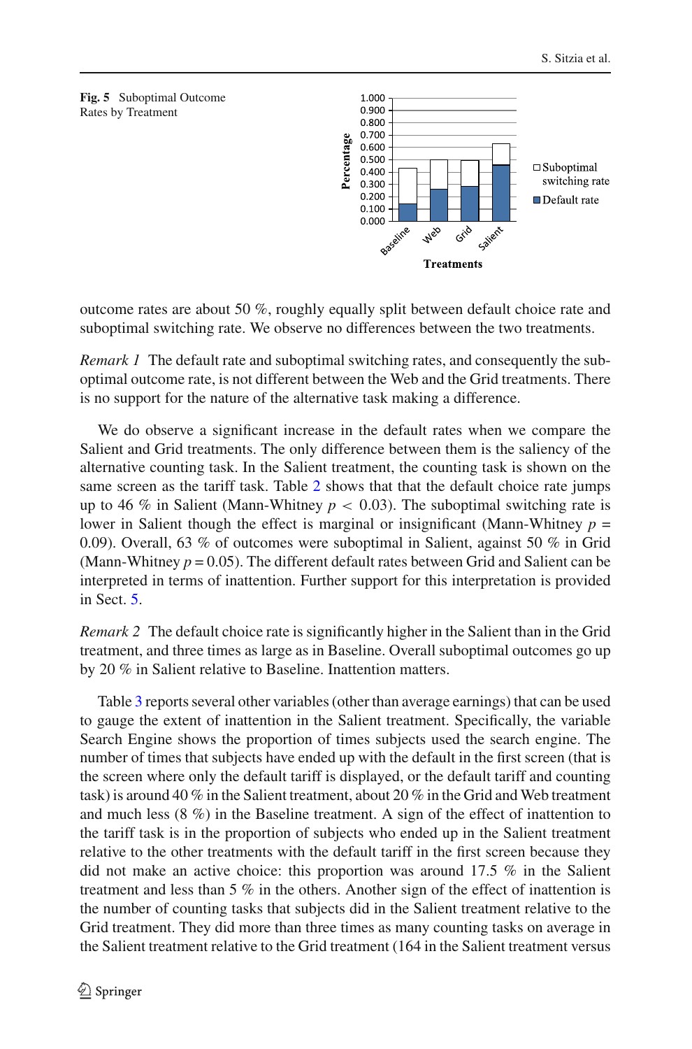**Fig. 5** Suboptimal Outcome Rates by Treatment

outcome rates are about 50 %, roughly equally split between default choice rate and suboptimal switching rate. We observe no differences between the two treatments.

*Remark 1* The default rate and suboptimal switching rates, and consequently the suboptimal outcome rate, is not different between the Web and the Grid treatments. There is no support for the nature of the alternative task making a difference.

We do observe a significant increase in the default rates when we compare the Salient and Grid treatments. The only difference between them is the saliency of the alternative counting task. In the Salient treatment, the counting task is shown on the same screen as the tariff task. Table 2 shows that that the default choice rate jumps up to 46 % in Salient (Mann-Whitney $p < 0.03$). The suboptimal switching rate is lower in Salient though the effect is marginal or insignificant (Mann-Whitney $p = 0.09$). Overall, 63 % of outcomes were suboptimal in Salient, against 50 % in Grid (Mann-Whitney $p = 0.05$). The different default rates between Grid and Salient can be interpreted in terms of inattention. Further support for this interpretation is provided in Sect. 5.

*Remark 2* The default choice rate is significantly higher in the Salient than in the Grid treatment, and three times as large as in Baseline. Overall suboptimal outcomes go up by 20 % in Salient relative to Baseline. Inattention matters.

Table 3 reports several other variables (other than average earnings) that can be used to gauge the extent of inattention in the Salient treatment. Specifically, the variable Search Engine shows the proportion of times subjects used the search engine. The number of times that subjects have ended up with the default in the first screen (that is the screen where only the default tariff is displayed, or the default tariff and counting task) is around 40 % in the Salient treatment, about 20 % in the Grid and Web treatment and much less (8 %) in the Baseline treatment. A sign of the effect of inattention to the tariff task is in the proportion of subjects who ended up in the Salient treatment relative to the other treatments with the default tariff in the first screen because they did not make an active choice: this proportion was around 17.5 % in the Salient treatment and less than 5 % in the others. Another sign of the effect of inattention is the number of counting tasks that subjects did in the Salient treatment relative to the Grid treatment. They did more than three times as many counting tasks on average in the Salient treatment relative to the Grid treatment (164 in the Salient treatment versus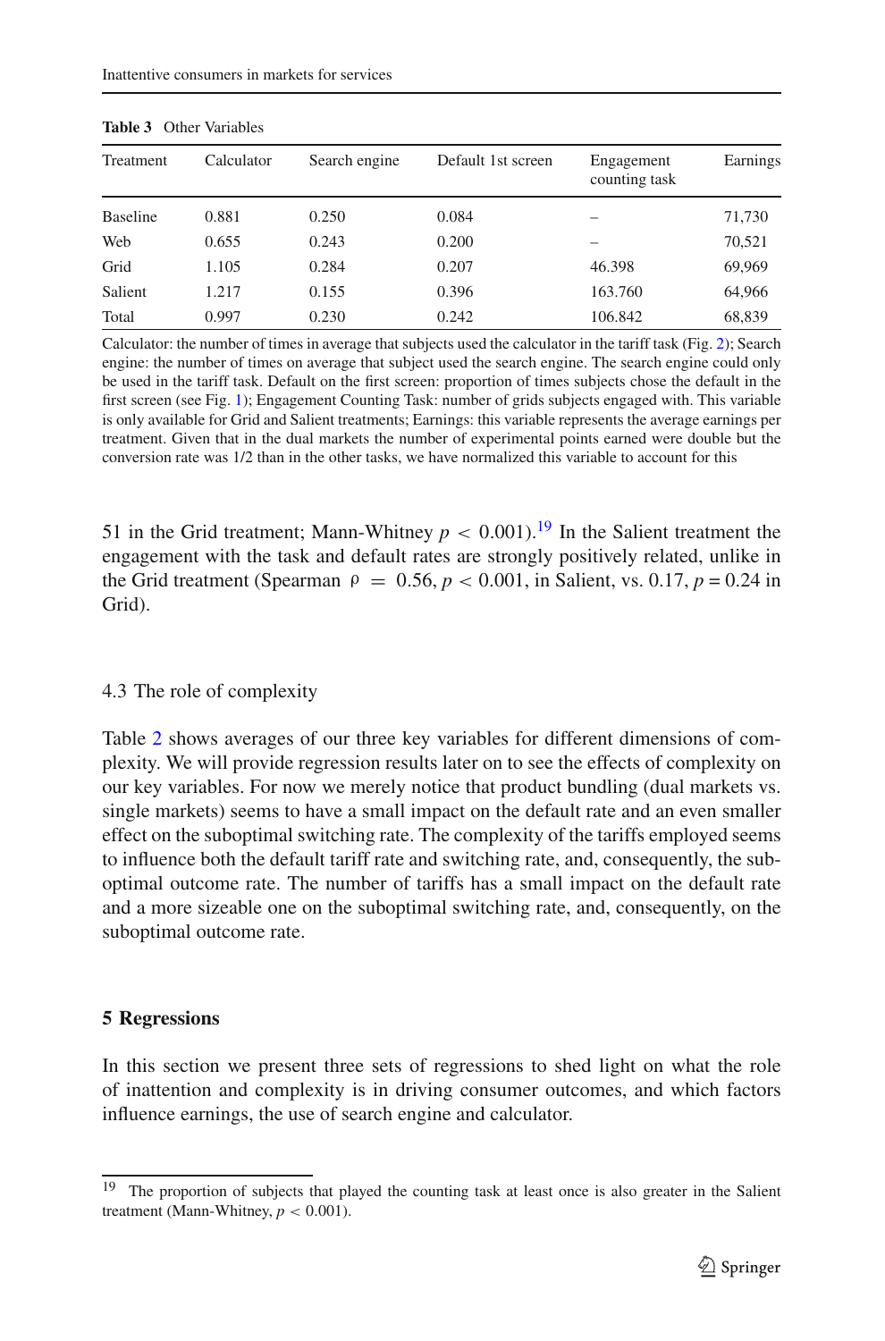**Table 3** Other Variables

| Treatment | Calculator | Search engine | Default 1st screen | Engagement counting task | Earnings |
|---|---|---|---|---|---|
| Baseline | 0.881 | 0.250 | 0.084 | – | 71,730 |
| Web | 0.655 | 0.243 | 0.200 | – | 70,521 |
| Grid | 1.105 | 0.284 | 0.207 | 46.398 | 69,969 |
| Salient | 1.217 | 0.155 | 0.396 | 163.760 | 64,966 |
| Total | 0.997 | 0.230 | 0.242 | 106.842 | 68,839 |

Calculator: the number of times in average that subjects used the calculator in the tariff task (Fig. 2); Search engine: the number of times on average that subject used the search engine. The search engine could only be used in the tariff task. Default on the first screen: proportion of times subjects chose the default in the first screen (see Fig. 1); Engagement Counting Task: number of grids subjects engaged with. This variable is only available for Grid and Salient treatments; Earnings: this variable represents the average earnings per treatment. Given that in the dual markets the number of experimental points earned were double but the conversion rate was 1/2 than in the other tasks, we have normalized this variable to account for this

51 in the Grid treatment; Mann-Whitney $p < 0.001$).[19] In the Salient treatment the engagement with the task and default rates are strongly positively related, unlike in the Grid treatment (Spearman $\rho = 0.56$, $p < 0.001$, in Salient, vs. 0.17, $p = 0.24$ in Grid).

### 4.3 The role of complexity

Table 2 shows averages of our three key variables for different dimensions of complexity. We will provide regression results later on to see the effects of complexity on our key variables. For now we merely notice that product bundling (dual markets vs. single markets) seems to have a small impact on the default rate and an even smaller effect on the suboptimal switching rate. The complexity of the tariffs employed seems to influence both the default tariff rate and switching rate, and, consequently, the suboptimal outcome rate. The number of tariffs has a small impact on the default rate and a more sizeable one on the suboptimal switching rate, and, consequently, on the suboptimal outcome rate.

## 5 Regressions

In this section we present three sets of regressions to shed light on what the role of inattention and complexity is in driving consumer outcomes, and which factors influence earnings, the use of search engine and calculator.

[19] The proportion of subjects that played the counting task at least once is also greater in the Salient treatment (Mann-Whitney, $p < 0.001$).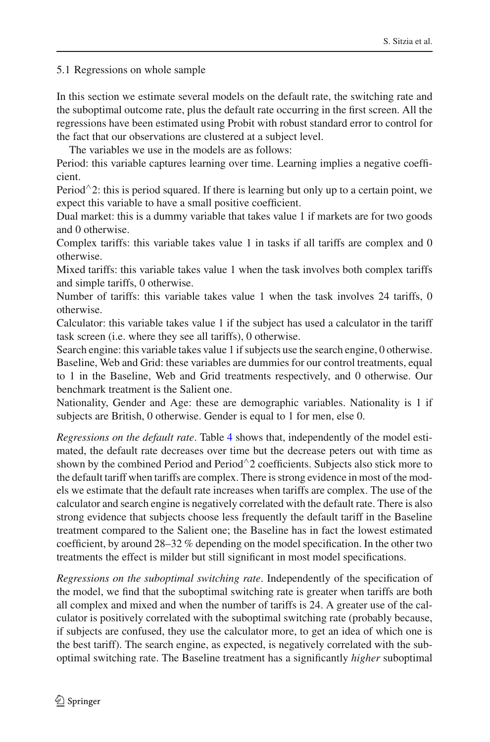### 5.1 Regressions on whole sample

In this section we estimate several models on the default rate, the switching rate and the suboptimal outcome rate, plus the default rate occurring in the first screen. All the regressions have been estimated using Probit with robust standard error to control for the fact that our observations are clustered at a subject level.

The variables we use in the models are as follows:

Period: this variable captures learning over time. Learning implies a negative coefficient.

Period^2: this is period squared. If there is learning but only up to a certain point, we expect this variable to have a small positive coefficient.

Dual market: this is a dummy variable that takes value 1 if markets are for two goods and 0 otherwise.

Complex tariffs: this variable takes value 1 in tasks if all tariffs are complex and 0 otherwise.

Mixed tariffs: this variable takes value 1 when the task involves both complex tariffs and simple tariffs, 0 otherwise.

Number of tariffs: this variable takes value 1 when the task involves 24 tariffs, 0 otherwise.

Calculator: this variable takes value 1 if the subject has used a calculator in the tariff task screen (i.e. where they see all tariffs), 0 otherwise.

Search engine: this variable takes value 1 if subjects use the search engine, 0 otherwise.

Baseline, Web and Grid: these variables are dummies for our control treatments, equal to 1 in the Baseline, Web and Grid treatments respectively, and 0 otherwise. Our benchmark treatment is the Salient one.

Nationality, Gender and Age: these are demographic variables. Nationality is 1 if subjects are British, 0 otherwise. Gender is equal to 1 for men, else 0.

*Regressions on the default rate*. Table 4 shows that, independently of the model estimated, the default rate decreases over time but the decrease peters out with time as shown by the combined Period and Period^2 coefficients. Subjects also stick more to the default tariff when tariffs are complex. There is strong evidence in most of the models we estimate that the default rate increases when tariffs are complex. The use of the calculator and search engine is negatively correlated with the default rate. There is also strong evidence that subjects choose less frequently the default tariff in the Baseline treatment compared to the Salient one; the Baseline has in fact the lowest estimated coefficient, by around 28–32 % depending on the model specification. In the other two treatments the effect is milder but still significant in most model specifications.

*Regressions on the suboptimal switching rate*. Independently of the specification of the model, we find that the suboptimal switching rate is greater when tariffs are both all complex and mixed and when the number of tariffs is 24. A greater use of the calculator is positively correlated with the suboptimal switching rate (probably because, if subjects are confused, they use the calculator more, to get an idea of which one is the best tariff). The search engine, as expected, is negatively correlated with the suboptimal switching rate. The Baseline treatment has a significantly *higher* suboptimal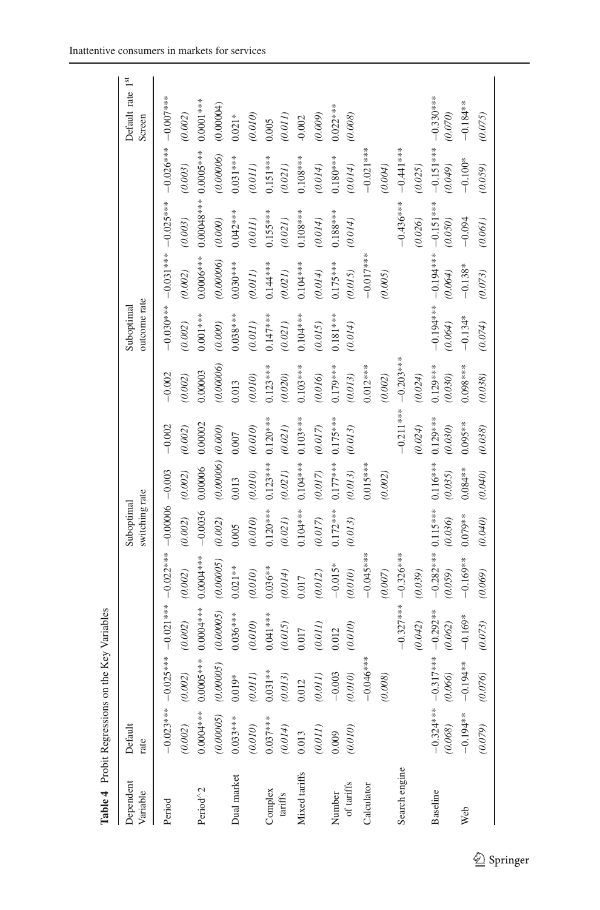**Table 4** Probit Regressions on the Key Variables

| Dependent Variable | Default rate | | | | Suboptimal switching rate | | | | Suboptimal outcome rate | | | | Default rate 1[st] Screen |
|---|---|---|---|---|---|---|---|---|---|---|---|---|---|
| Period | −0.023*** | −0.025*** | −0.021*** | −0.022*** | −0.00006 | −0.003 | −0.002 | −0.002 | −0.030*** | −0.031*** | −0.025*** | −0.026*** | −0.007*** |
| | *(0.002)* | *(0.002)* | *(0.002)* | *(0.002)* | *(0.002)* | *(0.002)* | *(0.002)* | *(0.002)* | *(0.002)* | *(0.002)* | *(0.003)* | *(0.003)* | *(0.002)* |
| Period^2 | 0.0004*** | 0.0005*** | 0.0004*** | 0.0004*** | −0.0036 | 0.00006 | 0.00002 | 0.00003 | 0.001*** | 0.0006*** | 0.00048*** | 0.0005*** | 0.0001*** |
| | *(0.00005)* | *(0.00005)* | *(0.00005)* | *(0.00005)* | *(0.002)* | *(0.00006)* | *(0.000)* | *(0.00006)* | *(0.000)* | *(0.00006)* | *(0.000)* | *(0.00006)* | *(0.00004)* |
| Dual market | 0.033*** | 0.019* | 0.036*** | 0.021** | 0.005 | 0.013 | 0.007 | 0.013 | 0.038*** | 0.030*** | 0.042*** | 0.031*** | 0.021* |
| | *(0.010)* | *(0.011)* | *(0.010)* | *(0.010)* | *(0.010)* | *(0.010)* | *(0.010)* | *(0.010)* | *(0.011)* | *(0.011)* | *(0.011)* | *(0.011)* | *(0.010)* |
| Complex tariffs | 0.037*** | 0.031** | 0.041*** | 0.036** | 0.120*** | 0.123*** | 0.120*** | 0.123*** | 0.147*** | 0.144*** | 0.155*** | 0.151*** | 0.005 |
| | *(0.014)* | *(0.013)* | *(0.015)* | *(0.014)* | *(0.021)* | *(0.021)* | *(0.021)* | *(0.020)* | *(0.021)* | *(0.021)* | *(0.021)* | *(0.021)* | *(0.011)* |
| Mixed tariffs | 0.013 | 0.012 | 0.017 | 0.017 | 0.104*** | 0.104*** | 0.103*** | 0.103*** | 0.104*** | 0.104*** | 0.108*** | 0.108*** | -0.002 |
| | *(0.011)* | *(0.011)* | *(0.011)* | *(0.012)* | *(0.017)* | *(0.017)* | *(0.017)* | *(0.016)* | *(0.015)* | *(0.014)* | *(0.014)* | *(0.014)* | *(0.009)* |
| Number of tariffs | 0.009 | −0.003 | 0.012 | −0.015* | 0.172*** | 0.177*** | 0.175*** | 0.179*** | 0.181*** | 0.175*** | 0.188*** | 0.180*** | 0.022*** |
| | *(0.010)* | *(0.010)* | *(0.010)* | *(0.010)* | *(0.013)* | *(0.013)* | *(0.013)* | *(0.013)* | *(0.014)* | *(0.015)* | *(0.014)* | *(0.014)* | *(0.008)* |
| Calculator | | −0.046*** | | −0.045*** | | 0.015*** | | 0.012*** | | −0.017*** | | −0.021*** | |
| | | *(0.008)* | | *(0.007)* | | *(0.002)* | | *(0.002)* | | *(0.005)* | | *(0.004)* | |
| Search engine | | | −0.327*** | −0.326*** | | | −0.211 *** | −0.203*** | | | −0.436*** | −0.441*** | |
| | | | *(0.042)* | *(0.039)* | | | *(0.024)* | *(0.024)* | | | *(0.026)* | *(0.025)* | |
| Baseline | −0.324*** | −0.317*** | −0.292** | −0.282*** | 0.115*** | 0.116*** | 0.129*** | 0.129*** | −0.194*** | −0.194*** | −0.151*** | −0.151*** | −0.330*** |
| | *(0.068)* | *(0.066)* | *(0.062)* | *(0.059)* | *(0.036)* | *(0.035)* | *(0.030)* | *(0.030)* | *(0.064)* | *(0.064)* | *(0.050)* | *(0.049)* | *(0.070)* |
| Web | −0.194** | −0.194** | −0.169* | −0.169* | 0.079** | 0.084** | 0.095** | 0.098*** | −0.134* | −0.138* | −0.094 | −0.100* | −0.184** |
| | *(0.079)* | *(0.076)* | *(0.073)* | *(0.069)* | *(0.040)* | *(0.040)* | *(0.038)* | *(0.038)* | *(0.074)* | *(0.073)* | *(0.061)* | *(0.059)* | *(0.075)* |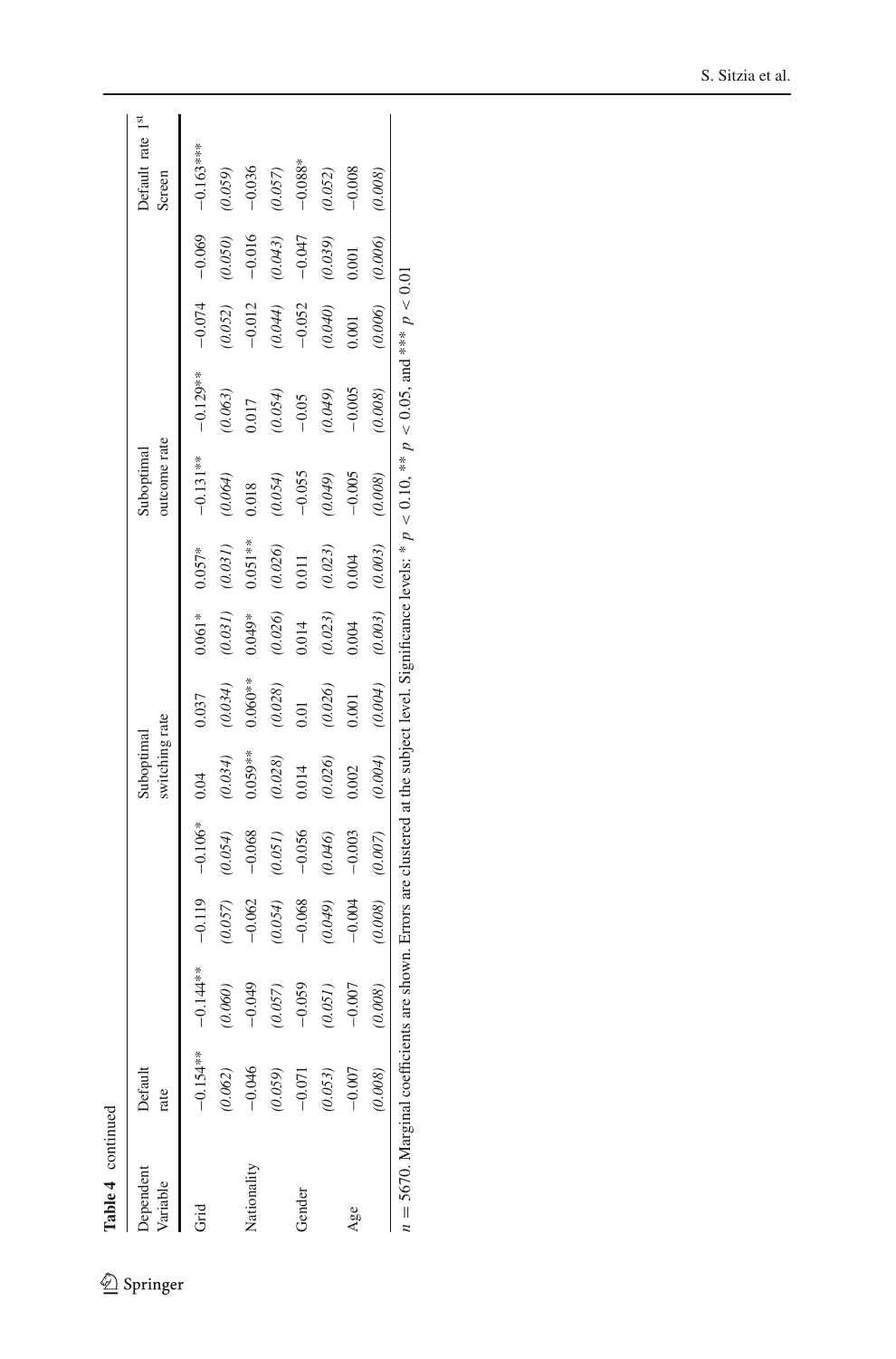Table 4 continued

| Dependent Variable | Default rate | | | Suboptimal switching rate | | | | Suboptimal outcome rate | | | | Default rate 1st Screen |
|---|---|---|---|---|---|---|---|---|---|---|---|---|
| Grid | −0.154** | −0.144** | −0.119 | −0.106* | 0.04 | 0.037 | 0.061* | 0.057* | −0.131** | −0.129** | −0.074 | −0.069 | −0.163*** |
| | (0.062) | (0.060) | (0.057) | (0.054) | (0.034) | (0.034) | (0.031) | (0.031) | (0.064) | (0.063) | (0.052) | (0.050) | (0.059) |
| Nationality | −0.046 | −0.049 | −0.062 | −0.068 | 0.059** | 0.060** | 0.049* | 0.051** | 0.018 | 0.017 | −0.012 | −0.016 | −0.036 |
| | (0.059) | (0.057) | (0.054) | (0.051) | (0.028) | (0.028) | (0.026) | (0.026) | (0.054) | (0.054) | (0.044) | (0.043) | (0.057) |
| Gender | −0.071 | −0.059 | −0.068 | −0.056 | 0.014 | 0.01 | 0.014 | 0.011 | −0.055 | −0.05 | −0.052 | −0.047 | −0.088* |
| | (0.053) | (0.051) | (0.049) | (0.046) | (0.026) | (0.026) | (0.023) | (0.023) | (0.049) | (0.049) | (0.040) | (0.039) | (0.052) |
| Age | −0.007 | −0.007 | −0.004 | −0.003 | 0.002 | 0.001 | 0.004 | 0.004 | −0.005 | −0.005 | 0.001 | 0.001 | −0.008 |
| | (0.008) | (0.008) | (0.008) | (0.007) | (0.004) | (0.004) | (0.003) | (0.003) | (0.008) | (0.008) | (0.006) | (0.006) | (0.008) |

$n = 5670$. Marginal coefficients are shown. Errors are clustered at the subject level. Significance levels: * $p < 0.10$, ** $p < 0.05$, and *** $p < 0.01$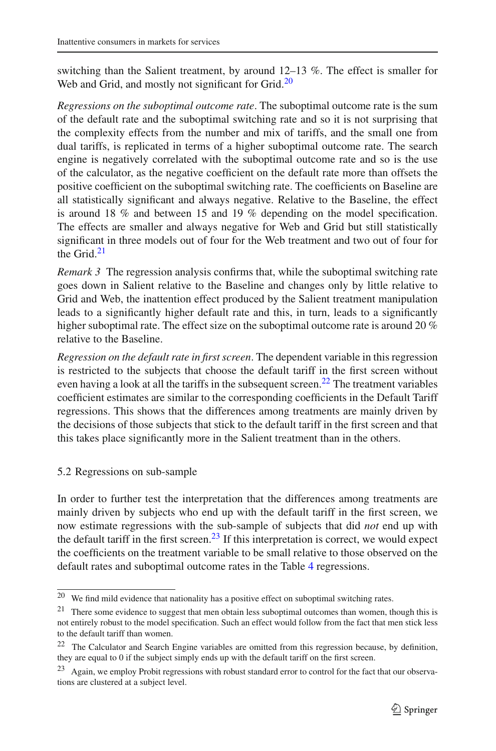switching than the Salient treatment, by around 12–13 %. The effect is smaller for Web and Grid, and mostly not significant for Grid.[20]

*Regressions on the suboptimal outcome rate*. The suboptimal outcome rate is the sum of the default rate and the suboptimal switching rate and so it is not surprising that the complexity effects from the number and mix of tariffs, and the small one from dual tariffs, is replicated in terms of a higher suboptimal outcome rate. The search engine is negatively correlated with the suboptimal outcome rate and so is the use of the calculator, as the negative coefficient on the default rate more than offsets the positive coefficient on the suboptimal switching rate. The coefficients on Baseline are all statistically significant and always negative. Relative to the Baseline, the effect is around 18 % and between 15 and 19 % depending on the model specification. The effects are smaller and always negative for Web and Grid but still statistically significant in three models out of four for the Web treatment and two out of four for the Grid.[21]

*Remark 3* The regression analysis confirms that, while the suboptimal switching rate goes down in Salient relative to the Baseline and changes only by little relative to Grid and Web, the inattention effect produced by the Salient treatment manipulation leads to a significantly higher default rate and this, in turn, leads to a significantly higher suboptimal rate. The effect size on the suboptimal outcome rate is around 20 % relative to the Baseline.

*Regression on the default rate in first screen*. The dependent variable in this regression is restricted to the subjects that choose the default tariff in the first screen without even having a look at all the tariffs in the subsequent screen.[22] The treatment variables coefficient estimates are similar to the corresponding coefficients in the Default Tariff regressions. This shows that the differences among treatments are mainly driven by the decisions of those subjects that stick to the default tariff in the first screen and that this takes place significantly more in the Salient treatment than in the others.

### 5.2 Regressions on sub-sample

In order to further test the interpretation that the differences among treatments are mainly driven by subjects who end up with the default tariff in the first screen, we now estimate regressions with the sub-sample of subjects that did *not* end up with the default tariff in the first screen.[23] If this interpretation is correct, we would expect the coefficients on the treatment variable to be small relative to those observed on the default rates and suboptimal outcome rates in the Table 4 regressions.

---

[20] We find mild evidence that nationality has a positive effect on suboptimal switching rates.

[21] There some evidence to suggest that men obtain less suboptimal outcomes than women, though this is not entirely robust to the model specification. Such an effect would follow from the fact that men stick less to the default tariff than women.

[22] The Calculator and Search Engine variables are omitted from this regression because, by definition, they are equal to 0 if the subject simply ends up with the default tariff on the first screen.

[23] Again, we employ Probit regressions with robust standard error to control for the fact that our observations are clustered at a subject level.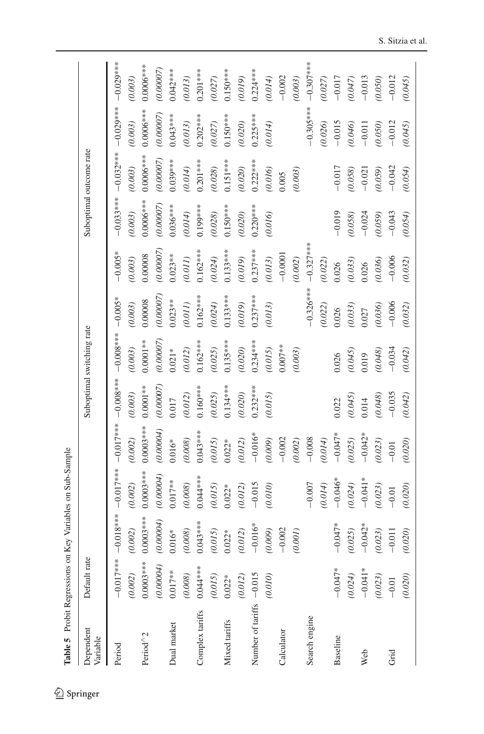**Table 5** Probit Regressions on Key Variables on Sub-Sample

| Dependent Variable | Default rate | | | | Suboptimal switching rate | | | | Suboptimal outcome rate | | | |
|---|---|---|---|---|---|---|---|---|---|---|---|---|
| Period | −0.017*** | −0.018*** | −0.017*** | −0.017*** | −0.008*** | −0.008*** | −0.005* | −0.005* | −0.033*** | −0.032*** | −0.029*** | −0.029*** |
| | *(0.002)* | *(0.002)* | *(0.002)* | *(0.002)* | *(0.003)* | *(0.003)* | *(0.003)* | *(0.003)* | *(0.003)* | *(0.003)* | *(0.003)* | *(0.003)* |
| Period^2 | 0.0003*** | 0.0003*** | 0.0003*** | 0.0003*** | 0.0001** | 0.0001** | 0.00008 | 0.00008 | 0.0006*** | 0.0006*** | 0.0006*** | 0.0006*** |
| | *(0.00004)* | *(0.00004)* | *(0.00004)* | *(0.00004)* | *(0.00007)* | *(0.00007)* | *(0.00007)* | *(0.00007)* | *(0.00007)* | *(0.00007)* | *(0.00007)* | *(0.00007)* |
| Dual market | 0.017** | 0.016* | 0.017** | 0.016* | 0.017 | 0.021* | 0.023** | 0.023** | 0.036*** | 0.039*** | 0.043*** | 0.042*** |
| | *(0.008)* | *(0.008)* | *(0.008)* | *(0.008)* | *(0.012)* | *(0.012)* | *(0.011)* | *(0.011)* | *(0.014)* | *(0.014)* | *(0.013)* | *(0.013)* |
| Complex tariffs | 0.044*** | 0.043*** | 0.044*** | 0.043*** | 0.160*** | 0.162*** | 0.162*** | 0.162*** | 0.199*** | 0.201*** | 0.202*** | 0.201*** |
| | *(0.015)* | *(0.015)* | *(0.015)* | *(0.015)* | *(0.025)* | *(0.025)* | *(0.024)* | *(0.024)* | *(0.028)* | *(0.028)* | *(0.027)* | *(0.027)* |
| Mixed tariffs | 0.022* | 0.022* | 0.022* | 0.022* | 0.134*** | 0.135*** | 0.133*** | 0.133*** | 0.150*** | 0.151*** | 0.150*** | 0.150*** |
| | *(0.012)* | *(0.012)* | *(0.012)* | *(0.012)* | *(0.020)* | *(0.020)* | *(0.019)* | *(0.019)* | *(0.020)* | *(0.020)* | *(0.020)* | *(0.019)* |
| Number of tariffs | −0.015 | −0.016* | −0.015 | −0.016* | 0.232*** | 0.234*** | 0.237*** | 0.237*** | 0.220*** | 0.222*** | 0.225*** | 0.224*** |
| | *(0.010)* | *(0.009)* | *(0.010)* | *(0.009)* | *(0.015)* | *(0.015)* | *(0.013)* | *(0.013)* | *(0.016)* | *(0.016)* | *(0.014)* | *(0.014)* |
| Calculator | | −0.002 | | −0.002 | | 0.007** | | −0.0001 | | 0.005 | | −0.002 |
| | | *(0.001)* | | *(0.002)* | | *(0.003)* | | *(0.002)* | | *(0.003)* | | *(0.003)* |
| Search engine | | | −0.007 | −0.008 | | | −0.326*** | −0.327*** | | | −0.305*** | −0.307*** |
| | | | *(0.014)* | *(0.014)* | | | *(0.022)* | *(0.022)* | | | *(0.026)* | *(0.027)* |
| Baseline | −0.047* | −0.047* | −0.046* | −0.047* | 0.022 | 0.026 | 0.026 | 0.026 | −0.019 | −0.017 | −0.015 | −0.017 |
| | *(0.024)* | *(0.025)* | *(0.024)* | *(0.025)* | *(0.045)* | *(0.045)* | *(0.033)* | *(0.033)* | *(0.058)* | *(0.058)* | *(0.046)* | *(0.047)* |
| Web | −0.041* | −0.042* | −0.041* | −0.042* | 0.014 | 0.019 | 0.027 | 0.026 | −0.024 | −0.021 | −0.011 | −0.013 |
| | *(0.023)* | *(0.023)* | *(0.023)* | *(0.023)* | *(0.048)* | *(0.048)* | *(0.036)* | *(0.036)* | *(0.059)* | *(0.059)* | *(0.050)* | *(0.050)* |
| Grid | −0.01 | −0.011 | −0.01 | −0.01 | −0.035 | −0.034 | −0.006 | −0.006 | −0.043 | −0.042 | −0.012 | −0.012 |
| | *(0.020)* | *(0.020)* | *(0.020)* | *(0.020)* | *(0.042)* | *(0.042)* | *(0.032)* | *(0.032)* | *(0.054)* | *(0.054)* | *(0.045)* | *(0.045)* |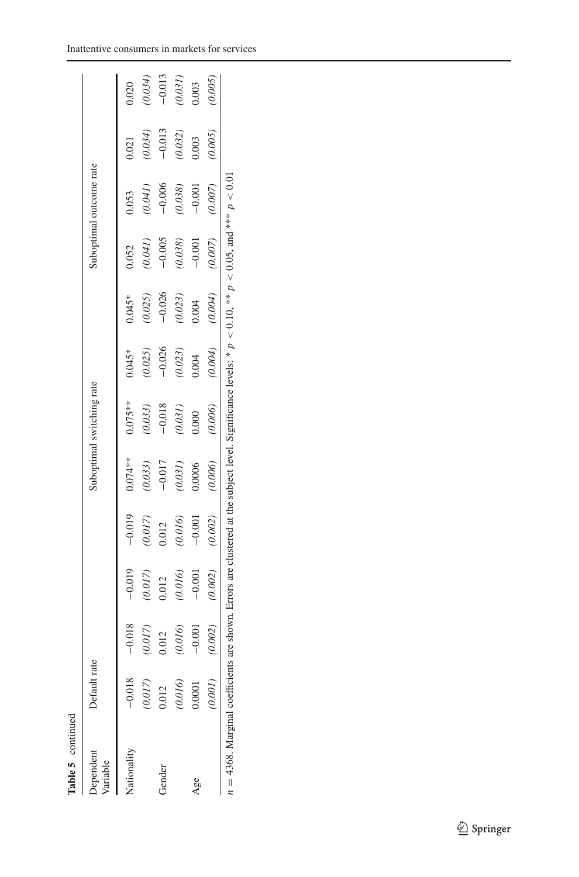**Table 5** continued

| Dependent Variable | Default rate | | | | Suboptimal switching rate | | | | Suboptimal outcome rate | | | |
|---|---|---|---|---|---|---|---|---|---|---|---|---|
| Nationality | −0.018 | −0.018 | −0.019 | −0.019 | 0.074** | 0.075** | 0.045* | 0.045* | 0.052 | 0.053 | 0.021 | 0.020 |
| | *(0.017)* | *(0.017)* | *(0.017)* | *(0.017)* | *(0.033)* | *(0.033)* | *(0.025)* | *(0.025)* | *(0.041)* | *(0.041)* | *(0.034)* | *(0.034)* |
| Gender | 0.012 | 0.012 | 0.012 | 0.012 | −0.017 | −0.018 | −0.026 | −0.026 | −0.005 | −0.006 | −0.013 | −0.013 |
| | *(0.016)* | *(0.016)* | *(0.016)* | *(0.016)* | *(0.031)* | *(0.031)* | *(0.023)* | *(0.023)* | *(0.038)* | *(0.038)* | *(0.032)* | *(0.031)* |
| Age | 0.0001 | −0.001 | −0.001 | −0.001 | 0.0006 | 0.000 | 0.004 | 0.004 | −0.001 | −0.001 | 0.003 | 0.003 |
| | *(0.001)* | *(0.002)* | *(0.002)* | *(0.002)* | *(0.006)* | *(0.006)* | *(0.004)* | *(0.004)* | *(0.007)* | *(0.007)* | *(0.005)* | *(0.005)* |

$n = 4368$. Marginal coefficients are shown. Errors are clustered at the subject level. Significance levels: * $p < 0.10$, ** $p < 0.05$, and *** $p < 0.01$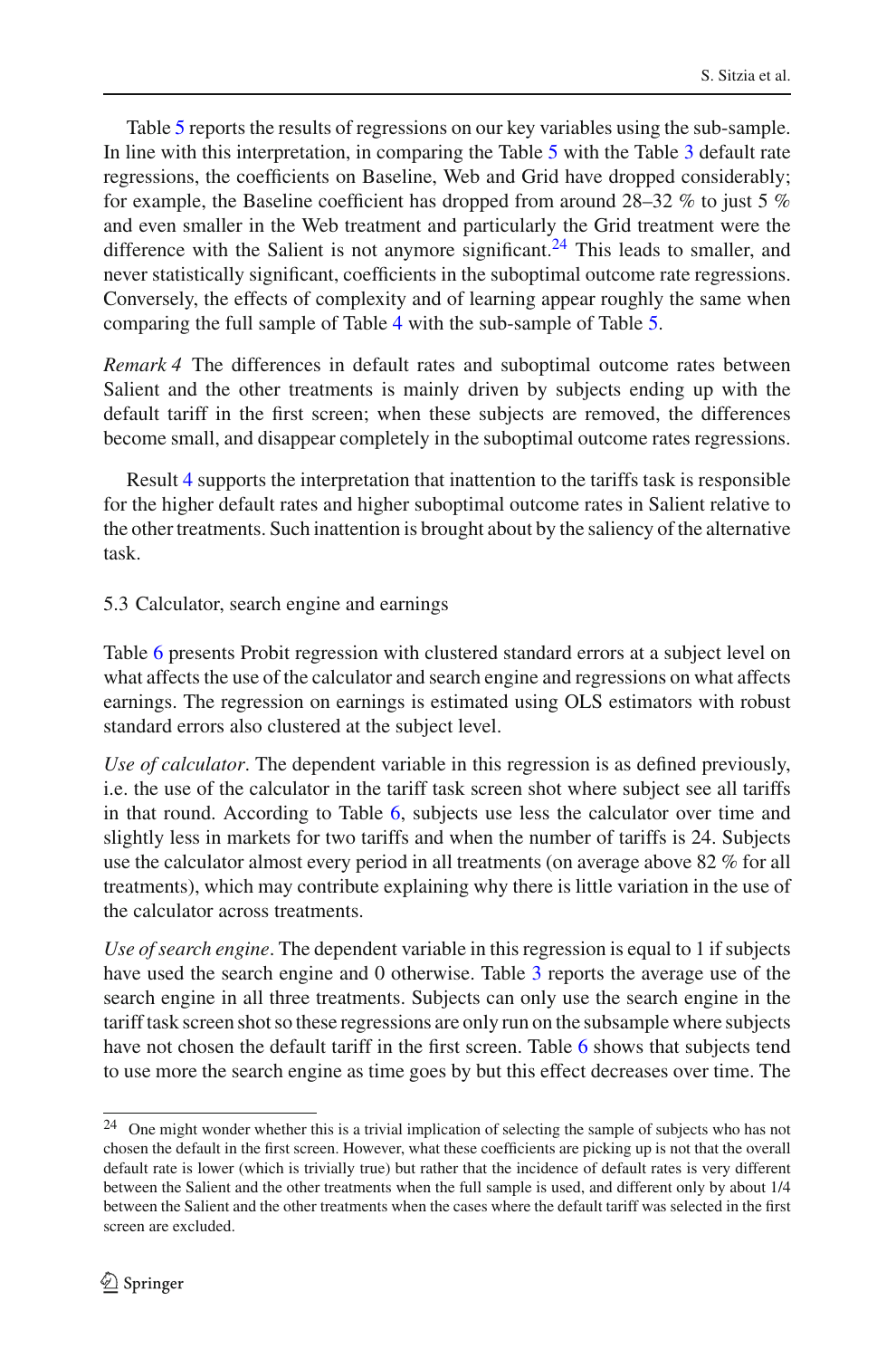Table 5 reports the results of regressions on our key variables using the sub-sample. In line with this interpretation, in comparing the Table 5 with the Table 3 default rate regressions, the coefficients on Baseline, Web and Grid have dropped considerably; for example, the Baseline coefficient has dropped from around 28–32 % to just 5 % and even smaller in the Web treatment and particularly the Grid treatment were the difference with the Salient is not anymore significant.[24] This leads to smaller, and never statistically significant, coefficients in the suboptimal outcome rate regressions. Conversely, the effects of complexity and of learning appear roughly the same when comparing the full sample of Table 4 with the sub-sample of Table 5.

*Remark 4* The differences in default rates and suboptimal outcome rates between Salient and the other treatments is mainly driven by subjects ending up with the default tariff in the first screen; when these subjects are removed, the differences become small, and disappear completely in the suboptimal outcome rates regressions.

Result 4 supports the interpretation that inattention to the tariffs task is responsible for the higher default rates and higher suboptimal outcome rates in Salient relative to the other treatments. Such inattention is brought about by the saliency of the alternative task.

### 5.3 Calculator, search engine and earnings

Table 6 presents Probit regression with clustered standard errors at a subject level on what affects the use of the calculator and search engine and regressions on what affects earnings. The regression on earnings is estimated using OLS estimators with robust standard errors also clustered at the subject level.

*Use of calculator*. The dependent variable in this regression is as defined previously, i.e. the use of the calculator in the tariff task screen shot where subject see all tariffs in that round. According to Table 6, subjects use less the calculator over time and slightly less in markets for two tariffs and when the number of tariffs is 24. Subjects use the calculator almost every period in all treatments (on average above 82 % for all treatments), which may contribute explaining why there is little variation in the use of the calculator across treatments.

*Use of search engine*. The dependent variable in this regression is equal to 1 if subjects have used the search engine and 0 otherwise. Table 3 reports the average use of the search engine in all three treatments. Subjects can only use the search engine in the tariff task screen shot so these regressions are only run on the subsample where subjects have not chosen the default tariff in the first screen. Table 6 shows that subjects tend to use more the search engine as time goes by but this effect decreases over time. The

---

[24] One might wonder whether this is a trivial implication of selecting the sample of subjects who has not chosen the default in the first screen. However, what these coefficients are picking up is not that the overall default rate is lower (which is trivially true) but rather that the incidence of default rates is very different between the Salient and the other treatments when the full sample is used, and different only by about 1/4 between the Salient and the other treatments when the cases where the default tariff was selected in the first screen are excluded.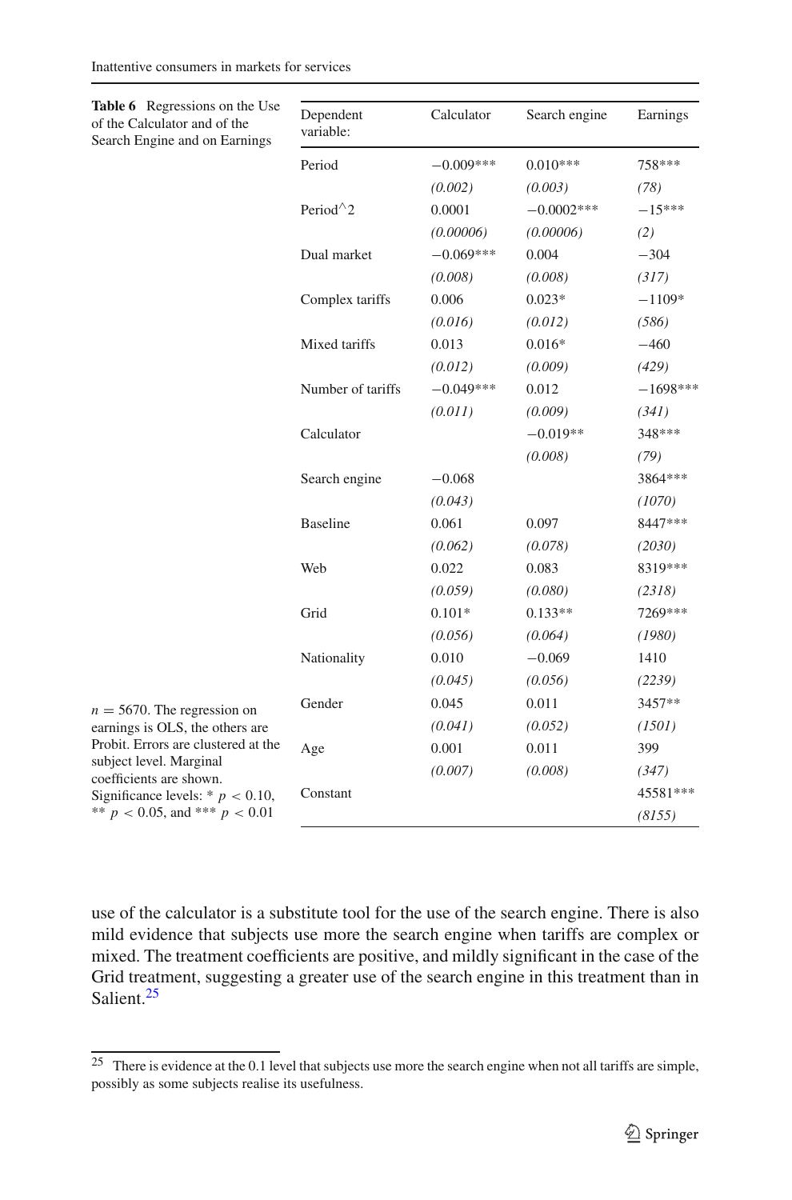**Table 6** Regressions on the Use of the Calculator and of the Search Engine and on Earnings

| Dependent variable: | Calculator | Search engine | Earnings |
|---|---|---|---|
| Period | −0.009*** | 0.010*** | 758*** |
| | *(0.002)* | *(0.003)* | *(78)* |
| Period^2 | 0.0001 | −0.0002*** | −15*** |
| | *(0.00006)* | *(0.00006)* | *(2)* |
| Dual market | −0.069*** | 0.004 | −304 |
| | *(0.008)* | *(0.008)* | *(317)* |
| Complex tariffs | 0.006 | 0.023* | −1109* |
| | *(0.016)* | *(0.012)* | *(586)* |
| Mixed tariffs | 0.013 | 0.016* | −460 |
| | *(0.012)* | *(0.009)* | *(429)* |
| Number of tariffs | −0.049*** | 0.012 | −1698*** |
| | *(0.011)* | *(0.009)* | *(341)* |
| Calculator | | −0.019** | 348*** |
| | | *(0.008)* | *(79)* |
| Search engine | −0.068 | | 3864*** |
| | *(0.043)* | | *(1070)* |
| Baseline | 0.061 | 0.097 | 8447*** |
| | *(0.062)* | *(0.078)* | *(2030)* |
| Web | 0.022 | 0.083 | 8319*** |
| | *(0.059)* | *(0.080)* | *(2318)* |
| Grid | 0.101* | 0.133** | 7269*** |
| | *(0.056)* | *(0.064)* | *(1980)* |
| Nationality | 0.010 | −0.069 | 1410 |
| | *(0.045)* | *(0.056)* | *(2239)* |
| Gender | 0.045 | 0.011 | 3457** |
| | *(0.041)* | *(0.052)* | *(1501)* |
| Age | 0.001 | 0.011 | 399 |
| | *(0.007)* | *(0.008)* | *(347)* |
| Constant | | | 45581*** |
| | | | *(8155)* |

$n = 5670$. The regression on earnings is OLS, the others are Probit. Errors are clustered at the subject level. Marginal coefficients are shown. Significance levels: * $p < 0.10$, ** $p < 0.05$, and *** $p < 0.01$

use of the calculator is a substitute tool for the use of the search engine. There is also mild evidence that subjects use more the search engine when tariffs are complex or mixed. The treatment coefficients are positive, and mildly significant in the case of the Grid treatment, suggesting a greater use of the search engine in this treatment than in Salient.[25]

[25] There is evidence at the 0.1 level that subjects use more the search engine when not all tariffs are simple, possibly as some subjects realise its usefulness.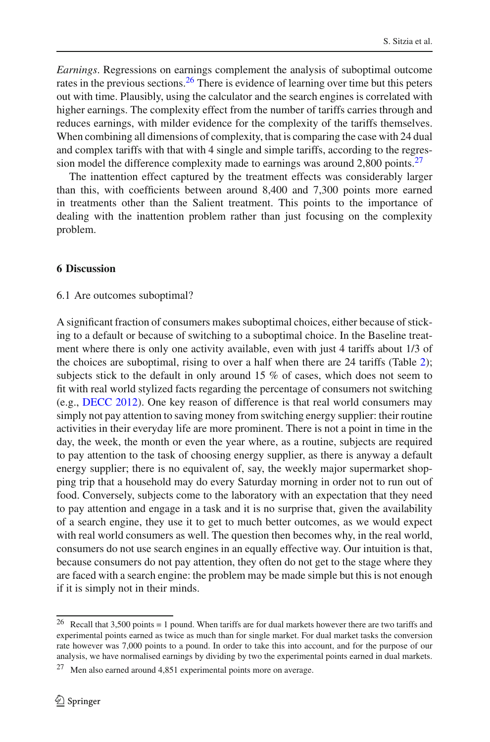*Earnings*. Regressions on earnings complement the analysis of suboptimal outcome rates in the previous sections.[26] There is evidence of learning over time but this peters out with time. Plausibly, using the calculator and the search engines is correlated with higher earnings. The complexity effect from the number of tariffs carries through and reduces earnings, with milder evidence for the complexity of the tariffs themselves. When combining all dimensions of complexity, that is comparing the case with 24 dual and complex tariffs with that with 4 single and simple tariffs, according to the regression model the difference complexity made to earnings was around 2,800 points.[27]

The inattention effect captured by the treatment effects was considerably larger than this, with coefficients between around 8,400 and 7,300 points more earned in treatments other than the Salient treatment. This points to the importance of dealing with the inattention problem rather than just focusing on the complexity problem.

## 6 Discussion

### 6.1 Are outcomes suboptimal?

A significant fraction of consumers makes suboptimal choices, either because of sticking to a default or because of switching to a suboptimal choice. In the Baseline treatment where there is only one activity available, even with just 4 tariffs about 1/3 of the choices are suboptimal, rising to over a half when there are 24 tariffs (Table 2); subjects stick to the default in only around 15 % of cases, which does not seem to fit with real world stylized facts regarding the percentage of consumers not switching (e.g., DECC 2012). One key reason of difference is that real world consumers may simply not pay attention to saving money from switching energy supplier: their routine activities in their everyday life are more prominent. There is not a point in time in the day, the week, the month or even the year where, as a routine, subjects are required to pay attention to the task of choosing energy supplier, as there is anyway a default energy supplier; there is no equivalent of, say, the weekly major supermarket shopping trip that a household may do every Saturday morning in order not to run out of food. Conversely, subjects come to the laboratory with an expectation that they need to pay attention and engage in a task and it is no surprise that, given the availability of a search engine, they use it to get to much better outcomes, as we would expect with real world consumers as well. The question then becomes why, in the real world, consumers do not use search engines in an equally effective way. Our intuition is that, because consumers do not pay attention, they often do not get to the stage where they are faced with a search engine: the problem may be made simple but this is not enough if it is simply not in their minds.

---

[26] Recall that 3,500 points = 1 pound. When tariffs are for dual markets however there are two tariffs and experimental points earned as twice as much than for single market. For dual market tasks the conversion rate however was 7,000 points to a pound. In order to take this into account, and for the purpose of our analysis, we have normalised earnings by dividing by two the experimental points earned in dual markets.

[27] Men also earned around 4,851 experimental points more on average.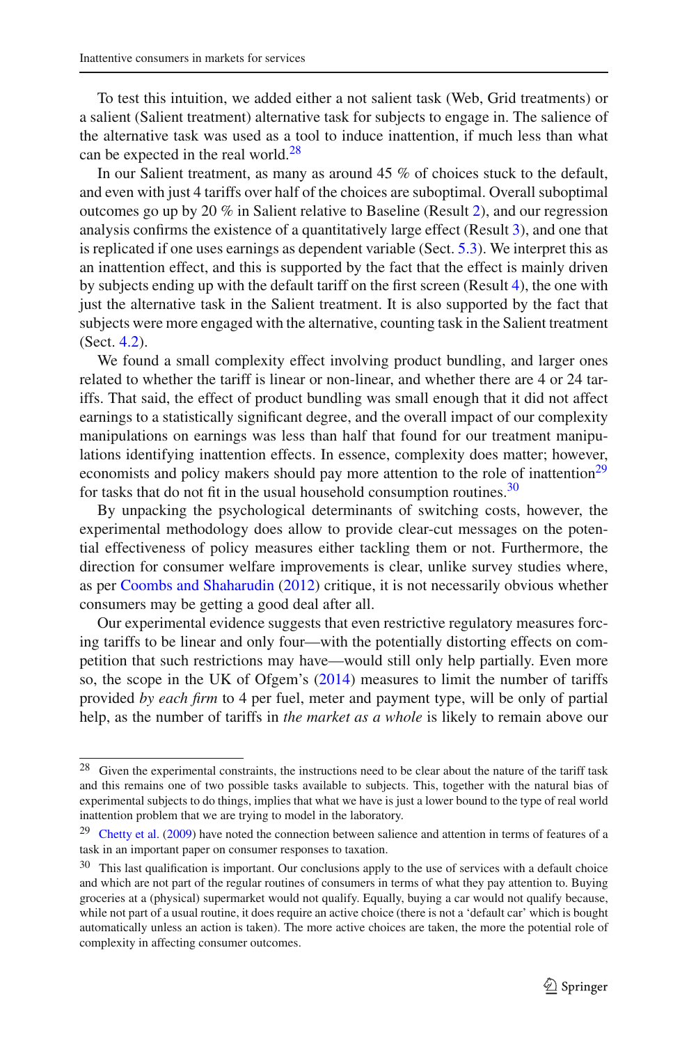To test this intuition, we added either a not salient task (Web, Grid treatments) or a salient (Salient treatment) alternative task for subjects to engage in. The salience of the alternative task was used as a tool to induce inattention, if much less than what can be expected in the real world.[28]

In our Salient treatment, as many as around 45 % of choices stuck to the default, and even with just 4 tariffs over half of the choices are suboptimal. Overall suboptimal outcomes go up by 20 % in Salient relative to Baseline (Result 2), and our regression analysis confirms the existence of a quantitatively large effect (Result 3), and one that is replicated if one uses earnings as dependent variable (Sect. 5.3). We interpret this as an inattention effect, and this is supported by the fact that the effect is mainly driven by subjects ending up with the default tariff on the first screen (Result 4), the one with just the alternative task in the Salient treatment. It is also supported by the fact that subjects were more engaged with the alternative, counting task in the Salient treatment (Sect. 4.2).

We found a small complexity effect involving product bundling, and larger ones related to whether the tariff is linear or non-linear, and whether there are 4 or 24 tariffs. That said, the effect of product bundling was small enough that it did not affect earnings to a statistically significant degree, and the overall impact of our complexity manipulations on earnings was less than half that found for our treatment manipulations identifying inattention effects. In essence, complexity does matter; however, economists and policy makers should pay more attention to the role of inattention[29] for tasks that do not fit in the usual household consumption routines.[30]

By unpacking the psychological determinants of switching costs, however, the experimental methodology does allow to provide clear-cut messages on the potential effectiveness of policy measures either tackling them or not. Furthermore, the direction for consumer welfare improvements is clear, unlike survey studies where, as per Coombs and Shaharudin (2012) critique, it is not necessarily obvious whether consumers may be getting a good deal after all.

Our experimental evidence suggests that even restrictive regulatory measures forcing tariffs to be linear and only four—with the potentially distorting effects on competition that such restrictions may have—would still only help partially. Even more so, the scope in the UK of Ofgem's (2014) measures to limit the number of tariffs provided *by each firm* to 4 per fuel, meter and payment type, will be only of partial help, as the number of tariffs in *the market as a whole* is likely to remain above our

---

[28] Given the experimental constraints, the instructions need to be clear about the nature of the tariff task and this remains one of two possible tasks available to subjects. This, together with the natural bias of experimental subjects to do things, implies that what we have is just a lower bound to the type of real world inattention problem that we are trying to model in the laboratory.

[29] Chetty et al. (2009) have noted the connection between salience and attention in terms of features of a task in an important paper on consumer responses to taxation.

[30] This last qualification is important. Our conclusions apply to the use of services with a default choice and which are not part of the regular routines of consumers in terms of what they pay attention to. Buying groceries at a (physical) supermarket would not qualify. Equally, buying a car would not qualify because, while not part of a usual routine, it does require an active choice (there is not a 'default car' which is bought automatically unless an action is taken). The more active choices are taken, the more the potential role of complexity in affecting consumer outcomes.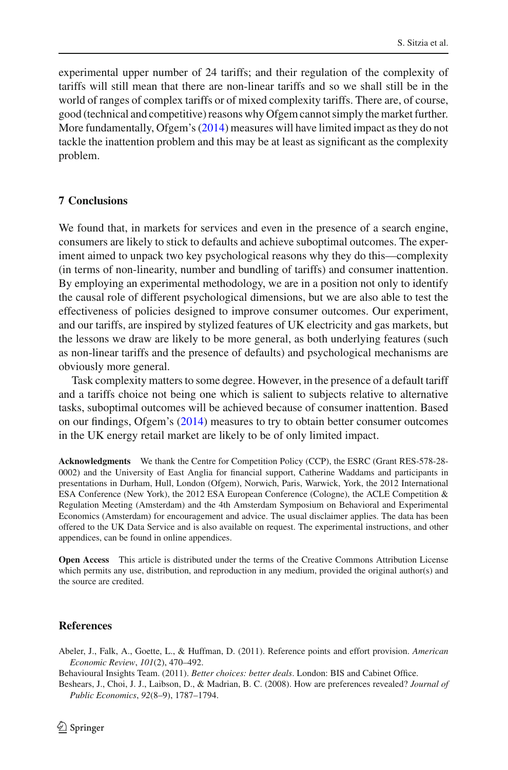experimental upper number of 24 tariffs; and their regulation of the complexity of tariffs will still mean that there are non-linear tariffs and so we shall still be in the world of ranges of complex tariffs or of mixed complexity tariffs. There are, of course, good (technical and competitive) reasons why Ofgem cannot simply the market further. More fundamentally, Ofgem's (2014) measures will have limited impact as they do not tackle the inattention problem and this may be at least as significant as the complexity problem.

## 7 Conclusions

We found that, in markets for services and even in the presence of a search engine, consumers are likely to stick to defaults and achieve suboptimal outcomes. The experiment aimed to unpack two key psychological reasons why they do this—complexity (in terms of non-linearity, number and bundling of tariffs) and consumer inattention. By employing an experimental methodology, we are in a position not only to identify the causal role of different psychological dimensions, but we are also able to test the effectiveness of policies designed to improve consumer outcomes. Our experiment, and our tariffs, are inspired by stylized features of UK electricity and gas markets, but the lessons we draw are likely to be more general, as both underlying features (such as non-linear tariffs and the presence of defaults) and psychological mechanisms are obviously more general.

Task complexity matters to some degree. However, in the presence of a default tariff and a tariffs choice not being one which is salient to subjects relative to alternative tasks, suboptimal outcomes will be achieved because of consumer inattention. Based on our findings, Ofgem's (2014) measures to try to obtain better consumer outcomes in the UK energy retail market are likely to be of only limited impact.

**Acknowledgments** We thank the Centre for Competition Policy (CCP), the ESRC (Grant RES-578-28-0002) and the University of East Anglia for financial support, Catherine Waddams and participants in presentations in Durham, Hull, London (Ofgem), Norwich, Paris, Warwick, York, the 2012 International ESA Conference (New York), the 2012 ESA European Conference (Cologne), the ACLE Competition & Regulation Meeting (Amsterdam) and the 4th Amsterdam Symposium on Behavioral and Experimental Economics (Amsterdam) for encouragement and advice. The usual disclaimer applies. The data has been offered to the UK Data Service and is also available on request. The experimental instructions, and other appendices, can be found in online appendices.

**Open Access** This article is distributed under the terms of the Creative Commons Attribution License which permits any use, distribution, and reproduction in any medium, provided the original author(s) and the source are credited.

## References

Abeler, J., Falk, A., Goette, L., & Huffman, D. (2011). Reference points and effort provision. *American Economic Review*, *101*(2), 470–492.

Behavioural Insights Team. (2011). *Better choices: better deals*. London: BIS and Cabinet Office.

Beshears, J., Choi, J. J., Laibson, D., & Madrian, B. C. (2008). How are preferences revealed? *Journal of Public Economics*, *92*(8–9), 1787–1794.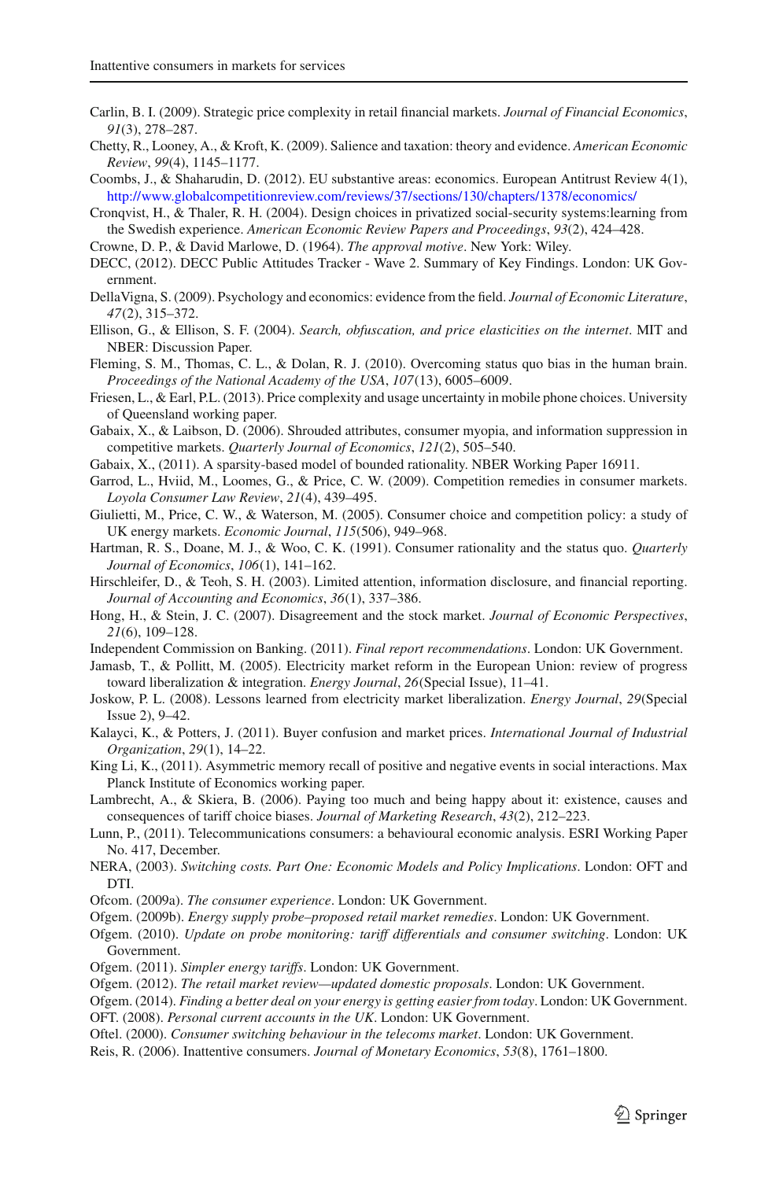Carlin, B. I. (2009). Strategic price complexity in retail financial markets. *Journal of Financial Economics*, *91*(3), 278–287.

Chetty, R., Looney, A., & Kroft, K. (2009). Salience and taxation: theory and evidence. *American Economic Review*, *99*(4), 1145–1177.

Coombs, J., & Shaharudin, D. (2012). EU substantive areas: economics. European Antitrust Review 4(1), http://www.globalcompetitionreview.com/reviews/37/sections/130/chapters/1378/economics/

Cronqvist, H., & Thaler, R. H. (2004). Design choices in privatized social-security systems:learning from the Swedish experience. *American Economic Review Papers and Proceedings*, *93*(2), 424–428.

Crowne, D. P., & David Marlowe, D. (1964). *The approval motive*. New York: Wiley.

DECC, (2012). DECC Public Attitudes Tracker - Wave 2. Summary of Key Findings. London: UK Government.

DellaVigna, S. (2009). Psychology and economics: evidence from the field. *Journal of Economic Literature*, *47*(2), 315–372.

Ellison, G., & Ellison, S. F. (2004). *Search, obfuscation, and price elasticities on the internet*. MIT and NBER: Discussion Paper.

Fleming, S. M., Thomas, C. L., & Dolan, R. J. (2010). Overcoming status quo bias in the human brain. *Proceedings of the National Academy of the USA*, *107*(13), 6005–6009.

Friesen, L., & Earl, P.L. (2013). Price complexity and usage uncertainty in mobile phone choices. University of Queensland working paper.

Gabaix, X., & Laibson, D. (2006). Shrouded attributes, consumer myopia, and information suppression in competitive markets. *Quarterly Journal of Economics*, *121*(2), 505–540.

Gabaix, X., (2011). A sparsity-based model of bounded rationality. NBER Working Paper 16911.

Garrod, L., Hviid, M., Loomes, G., & Price, C. W. (2009). Competition remedies in consumer markets. *Loyola Consumer Law Review*, *21*(4), 439–495.

Giulietti, M., Price, C. W., & Waterson, M. (2005). Consumer choice and competition policy: a study of UK energy markets. *Economic Journal*, *115*(506), 949–968.

Hartman, R. S., Doane, M. J., & Woo, C. K. (1991). Consumer rationality and the status quo. *Quarterly Journal of Economics*, *106*(1), 141–162.

Hirschleifer, D., & Teoh, S. H. (2003). Limited attention, information disclosure, and financial reporting. *Journal of Accounting and Economics*, *36*(1), 337–386.

Hong, H., & Stein, J. C. (2007). Disagreement and the stock market. *Journal of Economic Perspectives*, *21*(6), 109–128.

Independent Commission on Banking. (2011). *Final report recommendations*. London: UK Government.

Jamasb, T., & Pollitt, M. (2005). Electricity market reform in the European Union: review of progress toward liberalization & integration. *Energy Journal*, *26*(Special Issue), 11–41.

Joskow, P. L. (2008). Lessons learned from electricity market liberalization. *Energy Journal*, *29*(Special Issue 2), 9–42.

Kalayci, K., & Potters, J. (2011). Buyer confusion and market prices. *International Journal of Industrial Organization*, *29*(1), 14–22.

King Li, K., (2011). Asymmetric memory recall of positive and negative events in social interactions. Max Planck Institute of Economics working paper.

Lambrecht, A., & Skiera, B. (2006). Paying too much and being happy about it: existence, causes and consequences of tariff choice biases. *Journal of Marketing Research*, *43*(2), 212–223.

Lunn, P., (2011). Telecommunications consumers: a behavioural economic analysis. ESRI Working Paper No. 417, December.

NERA, (2003). *Switching costs. Part One: Economic Models and Policy Implications*. London: OFT and DTI.

Ofcom. (2009a). *The consumer experience*. London: UK Government.

Ofgem. (2009b). *Energy supply probe–proposed retail market remedies*. London: UK Government.

Ofgem. (2010). *Update on probe monitoring: tariff differentials and consumer switching*. London: UK Government.

Ofgem. (2011). *Simpler energy tariffs*. London: UK Government.

Ofgem. (2012). *The retail market review—updated domestic proposals*. London: UK Government.

Ofgem. (2014). *Finding a better deal on your energy is getting easier from today*. London: UK Government.

OFT. (2008). *Personal current accounts in the UK*. London: UK Government.

Oftel. (2000). *Consumer switching behaviour in the telecoms market*. London: UK Government.

Reis, R. (2006). Inattentive consumers. *Journal of Monetary Economics*, *53*(8), 1761–1800.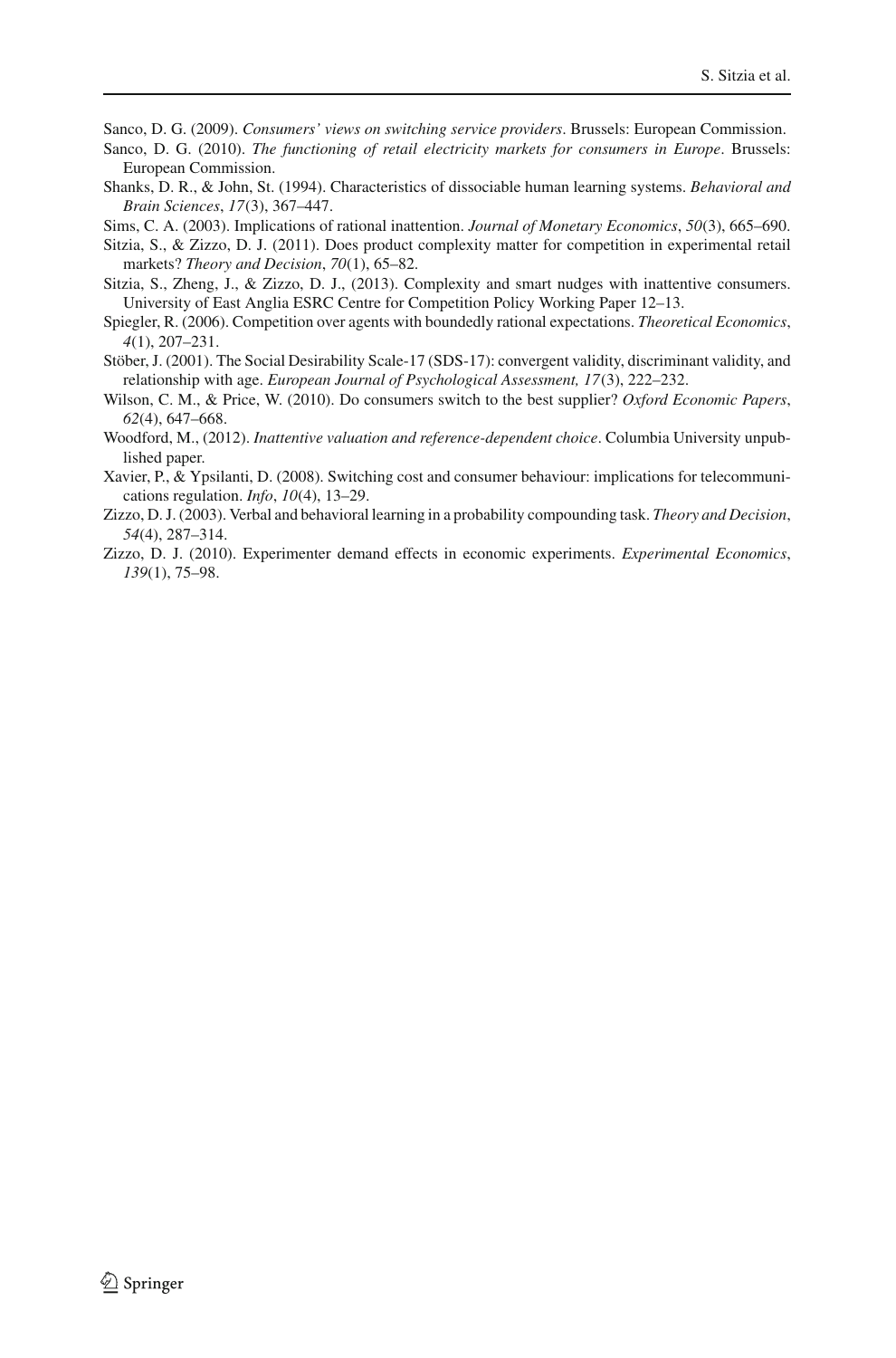Sanco, D. G. (2009). *Consumers' views on switching service providers*. Brussels: European Commission.

Sanco, D. G. (2010). *The functioning of retail electricity markets for consumers in Europe*. Brussels: European Commission.

Shanks, D. R., & John, St. (1994). Characteristics of dissociable human learning systems. *Behavioral and Brain Sciences*, *17*(3), 367–447.

Sims, C. A. (2003). Implications of rational inattention. *Journal of Monetary Economics*, *50*(3), 665–690.

Sitzia, S., & Zizzo, D. J. (2011). Does product complexity matter for competition in experimental retail markets? *Theory and Decision*, *70*(1), 65–82.

Sitzia, S., Zheng, J., & Zizzo, D. J., (2013). Complexity and smart nudges with inattentive consumers. University of East Anglia ESRC Centre for Competition Policy Working Paper 12–13.

Spiegler, R. (2006). Competition over agents with boundedly rational expectations. *Theoretical Economics*, *4*(1), 207–231.

Stöber, J. (2001). The Social Desirability Scale-17 (SDS-17): convergent validity, discriminant validity, and relationship with age. *European Journal of Psychological Assessment, 17*(3), 222–232.

Wilson, C. M., & Price, W. (2010). Do consumers switch to the best supplier? *Oxford Economic Papers*, *62*(4), 647–668.

Woodford, M., (2012). *Inattentive valuation and reference-dependent choice*. Columbia University unpublished paper.

Xavier, P., & Ypsilanti, D. (2008). Switching cost and consumer behaviour: implications for telecommunications regulation. *Info*, *10*(4), 13–29.

Zizzo, D. J. (2003). Verbal and behavioral learning in a probability compounding task. *Theory and Decision*, *54*(4), 287–314.

Zizzo, D. J. (2010). Experimenter demand effects in economic experiments. *Experimental Economics*, *139*(1), 75–98.